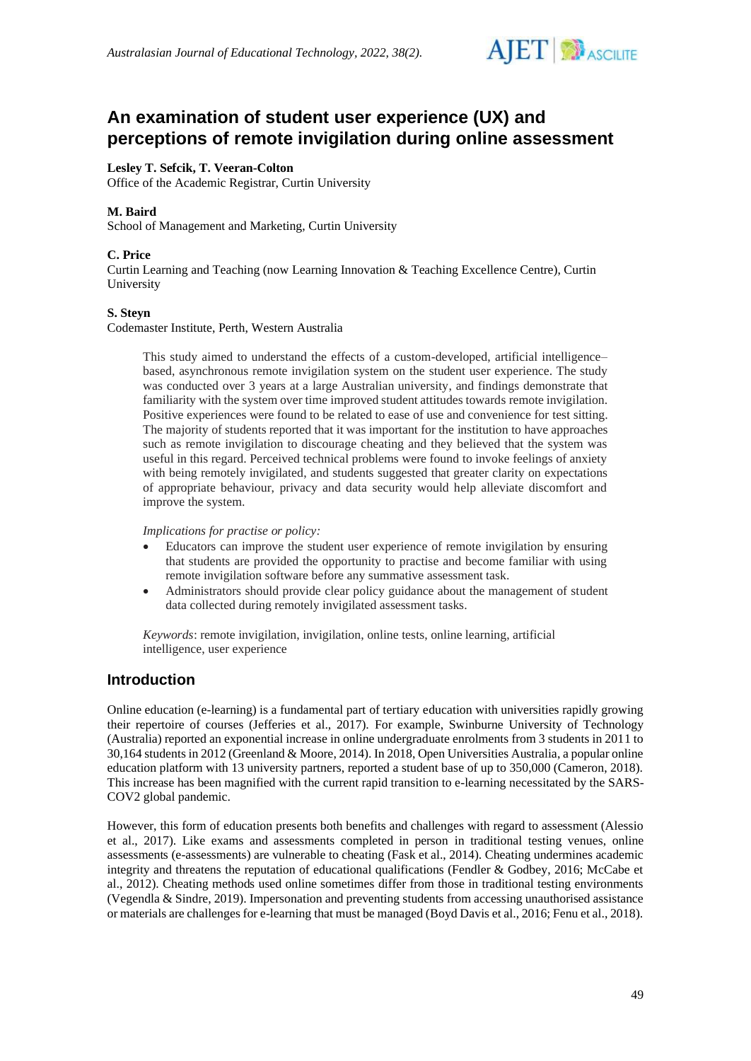# An examination of student user experience (UX) and perceptions of remote invigilation during online assessment

**Lesley T. Sefcik, T. Veeran-Colton**
Office of the Academic Registrar, Curtin University

**M. Baird**
School of Management and Marketing, Curtin University

**C. Price**
Curtin Learning and Teaching (now Learning Innovation & Teaching Excellence Centre), Curtin University

**S. Steyn**
Codemaster Institute, Perth, Western Australia

> This study aimed to understand the effects of a custom-developed, artificial intelligence–based, asynchronous remote invigilation system on the student user experience. The study was conducted over 3 years at a large Australian university, and findings demonstrate that familiarity with the system over time improved student attitudes towards remote invigilation. Positive experiences were found to be related to ease of use and convenience for test sitting. The majority of students reported that it was important for the institution to have approaches such as remote invigilation to discourage cheating and they believed that the system was useful in this regard. Perceived technical problems were found to invoke feelings of anxiety with being remotely invigilated, and students suggested that greater clarity on expectations of appropriate behaviour, privacy and data security would help alleviate discomfort and improve the system.
>
> *Implications for practise or policy:*
>
> - Educators can improve the student user experience of remote invigilation by ensuring that students are provided the opportunity to practise and become familiar with using remote invigilation software before any summative assessment task.
> - Administrators should provide clear policy guidance about the management of student data collected during remotely invigilated assessment tasks.
>
> *Keywords*: remote invigilation, invigilation, online tests, online learning, artificial intelligence, user experience

## Introduction

Online education (e-learning) is a fundamental part of tertiary education with universities rapidly growing their repertoire of courses (Jefferies et al., 2017). For example, Swinburne University of Technology (Australia) reported an exponential increase in online undergraduate enrolments from 3 students in 2011 to 30,164 students in 2012 (Greenland & Moore, 2014). In 2018, Open Universities Australia, a popular online education platform with 13 university partners, reported a student base of up to 350,000 (Cameron, 2018). This increase has been magnified with the current rapid transition to e-learning necessitated by the SARS-COV2 global pandemic.

However, this form of education presents both benefits and challenges with regard to assessment (Alessio et al., 2017). Like exams and assessments completed in person in traditional testing venues, online assessments (e-assessments) are vulnerable to cheating (Fask et al., 2014). Cheating undermines academic integrity and threatens the reputation of educational qualifications (Fendler & Godbey, 2016; McCabe et al., 2012). Cheating methods used online sometimes differ from those in traditional testing environments (Vegendla & Sindre, 2019). Impersonation and preventing students from accessing unauthorised assistance or materials are challenges for e-learning that must be managed (Boyd Davis et al., 2016; Fenu et al., 2018).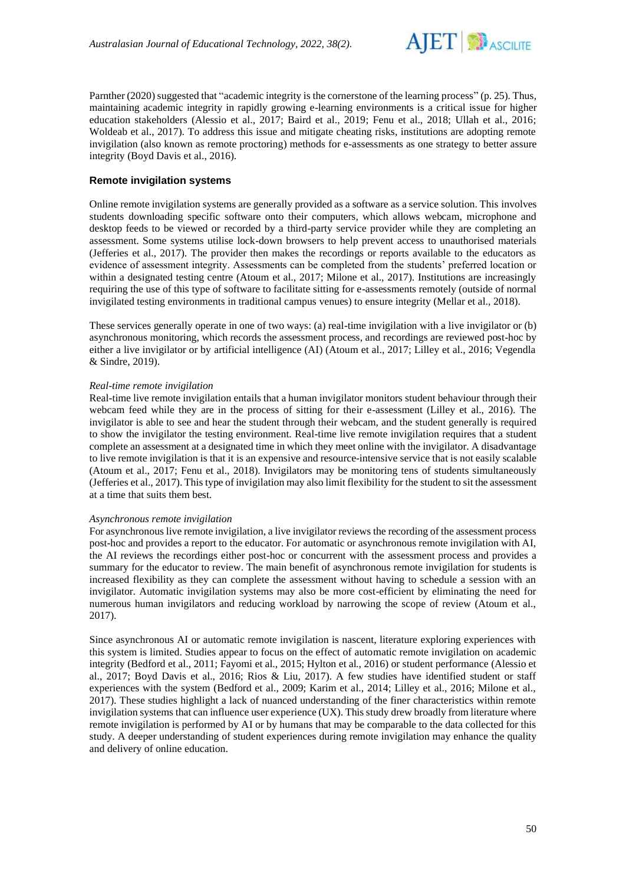Parnther (2020) suggested that "academic integrity is the cornerstone of the learning process" (p. 25). Thus, maintaining academic integrity in rapidly growing e-learning environments is a critical issue for higher education stakeholders (Alessio et al., 2017; Baird et al., 2019; Fenu et al., 2018; Ullah et al., 2016; Woldeab et al., 2017). To address this issue and mitigate cheating risks, institutions are adopting remote invigilation (also known as remote proctoring) methods for e-assessments as one strategy to better assure integrity (Boyd Davis et al., 2016).

## Remote invigilation systems

Online remote invigilation systems are generally provided as a software as a service solution. This involves students downloading specific software onto their computers, which allows webcam, microphone and desktop feeds to be viewed or recorded by a third-party service provider while they are completing an assessment. Some systems utilise lock-down browsers to help prevent access to unauthorised materials (Jefferies et al., 2017). The provider then makes the recordings or reports available to the educators as evidence of assessment integrity. Assessments can be completed from the students' preferred location or within a designated testing centre (Atoum et al., 2017; Milone et al., 2017). Institutions are increasingly requiring the use of this type of software to facilitate sitting for e-assessments remotely (outside of normal invigilated testing environments in traditional campus venues) to ensure integrity (Mellar et al., 2018).

These services generally operate in one of two ways: (a) real-time invigilation with a live invigilator or (b) asynchronous monitoring, which records the assessment process, and recordings are reviewed post-hoc by either a live invigilator or by artificial intelligence (AI) (Atoum et al., 2017; Lilley et al., 2016; Vegendla & Sindre, 2019).

### *Real-time remote invigilation*

Real-time live remote invigilation entails that a human invigilator monitors student behaviour through their webcam feed while they are in the process of sitting for their e-assessment (Lilley et al., 2016). The invigilator is able to see and hear the student through their webcam, and the student generally is required to show the invigilator the testing environment. Real-time live remote invigilation requires that a student complete an assessment at a designated time in which they meet online with the invigilator. A disadvantage to live remote invigilation is that it is an expensive and resource-intensive service that is not easily scalable (Atoum et al., 2017; Fenu et al., 2018). Invigilators may be monitoring tens of students simultaneously (Jefferies et al., 2017). This type of invigilation may also limit flexibility for the student to sit the assessment at a time that suits them best.

### *Asynchronous remote invigilation*

For asynchronous live remote invigilation, a live invigilator reviews the recording of the assessment process post-hoc and provides a report to the educator. For automatic or asynchronous remote invigilation with AI, the AI reviews the recordings either post-hoc or concurrent with the assessment process and provides a summary for the educator to review. The main benefit of asynchronous remote invigilation for students is increased flexibility as they can complete the assessment without having to schedule a session with an invigilator. Automatic invigilation systems may also be more cost-efficient by eliminating the need for numerous human invigilators and reducing workload by narrowing the scope of review (Atoum et al., 2017).

Since asynchronous AI or automatic remote invigilation is nascent, literature exploring experiences with this system is limited. Studies appear to focus on the effect of automatic remote invigilation on academic integrity (Bedford et al., 2011; Fayomi et al., 2015; Hylton et al., 2016) or student performance (Alessio et al., 2017; Boyd Davis et al., 2016; Rios & Liu, 2017). A few studies have identified student or staff experiences with the system (Bedford et al., 2009; Karim et al., 2014; Lilley et al., 2016; Milone et al., 2017). These studies highlight a lack of nuanced understanding of the finer characteristics within remote invigilation systems that can influence user experience (UX). This study drew broadly from literature where remote invigilation is performed by AI or by humans that may be comparable to the data collected for this study. A deeper understanding of student experiences during remote invigilation may enhance the quality and delivery of online education.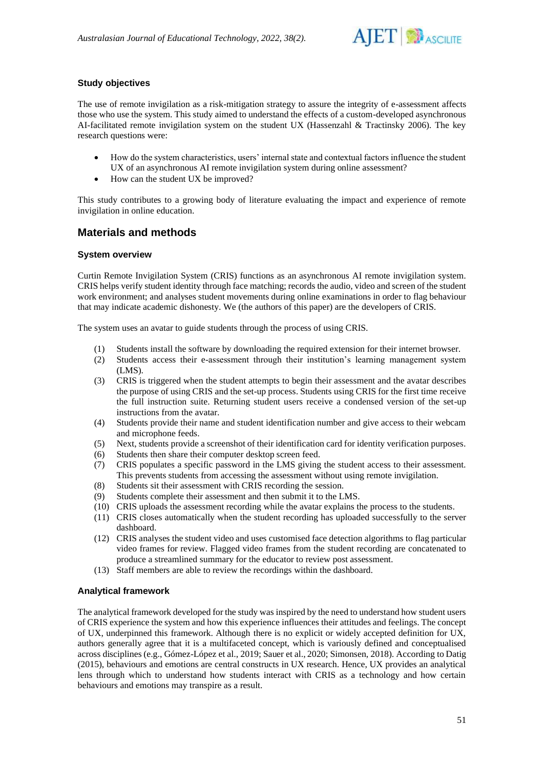### Study objectives

The use of remote invigilation as a risk-mitigation strategy to assure the integrity of e-assessment affects those who use the system. This study aimed to understand the effects of a custom-developed asynchronous AI-facilitated remote invigilation system on the student UX (Hassenzahl & Tractinsky 2006). The key research questions were:

- How do the system characteristics, users' internal state and contextual factors influence the student UX of an asynchronous AI remote invigilation system during online assessment?
- How can the student UX be improved?

This study contributes to a growing body of literature evaluating the impact and experience of remote invigilation in online education.

## Materials and methods

### System overview

Curtin Remote Invigilation System (CRIS) functions as an asynchronous AI remote invigilation system. CRIS helps verify student identity through face matching; records the audio, video and screen of the student work environment; and analyses student movements during online examinations in order to flag behaviour that may indicate academic dishonesty. We (the authors of this paper) are the developers of CRIS.

The system uses an avatar to guide students through the process of using CRIS.

(1) Students install the software by downloading the required extension for their internet browser.
(2) Students access their e-assessment through their institution's learning management system (LMS).
(3) CRIS is triggered when the student attempts to begin their assessment and the avatar describes the purpose of using CRIS and the set-up process. Students using CRIS for the first time receive the full instruction suite. Returning student users receive a condensed version of the set-up instructions from the avatar.
(4) Students provide their name and student identification number and give access to their webcam and microphone feeds.
(5) Next, students provide a screenshot of their identification card for identity verification purposes.
(6) Students then share their computer desktop screen feed.
(7) CRIS populates a specific password in the LMS giving the student access to their assessment. This prevents students from accessing the assessment without using remote invigilation.
(8) Students sit their assessment with CRIS recording the session.
(9) Students complete their assessment and then submit it to the LMS.
(10) CRIS uploads the assessment recording while the avatar explains the process to the students.
(11) CRIS closes automatically when the student recording has uploaded successfully to the server dashboard.
(12) CRIS analyses the student video and uses customised face detection algorithms to flag particular video frames for review. Flagged video frames from the student recording are concatenated to produce a streamlined summary for the educator to review post assessment.
(13) Staff members are able to review the recordings within the dashboard.

### Analytical framework

The analytical framework developed for the study was inspired by the need to understand how student users of CRIS experience the system and how this experience influences their attitudes and feelings. The concept of UX, underpinned this framework. Although there is no explicit or widely accepted definition for UX, authors generally agree that it is a multifaceted concept, which is variously defined and conceptualised across disciplines (e.g., Gómez-López et al., 2019; Sauer et al., 2020; Simonsen, 2018). According to Datig (2015), behaviours and emotions are central constructs in UX research. Hence, UX provides an analytical lens through which to understand how students interact with CRIS as a technology and how certain behaviours and emotions may transpire as a result.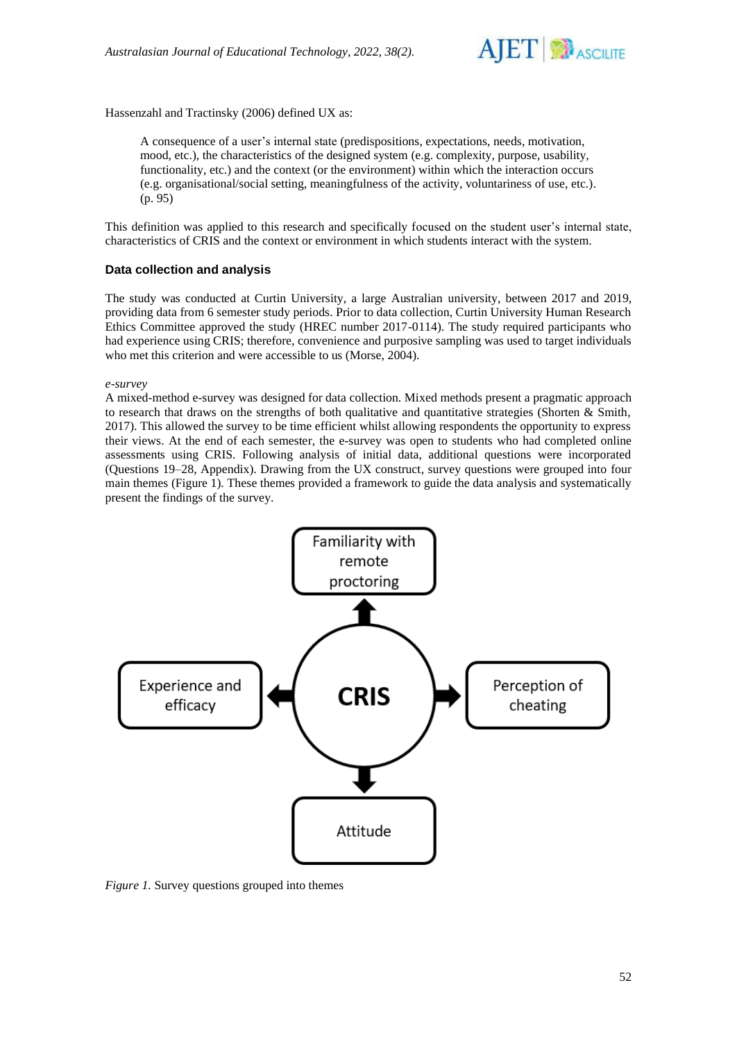Hassenzahl and Tractinsky (2006) defined UX as:

> A consequence of a user's internal state (predispositions, expectations, needs, motivation, mood, etc.), the characteristics of the designed system (e.g. complexity, purpose, usability, functionality, etc.) and the context (or the environment) within which the interaction occurs (e.g. organisational/social setting, meaningfulness of the activity, voluntariness of use, etc.). (p. 95)

This definition was applied to this research and specifically focused on the student user's internal state, characteristics of CRIS and the context or environment in which students interact with the system.

### Data collection and analysis

The study was conducted at Curtin University, a large Australian university, between 2017 and 2019, providing data from 6 semester study periods. Prior to data collection, Curtin University Human Research Ethics Committee approved the study (HREC number 2017-0114). The study required participants who had experience using CRIS; therefore, convenience and purposive sampling was used to target individuals who met this criterion and were accessible to us (Morse, 2004).

#### *e-survey*

A mixed-method e-survey was designed for data collection. Mixed methods present a pragmatic approach to research that draws on the strengths of both qualitative and quantitative strategies (Shorten & Smith, 2017). This allowed the survey to be time efficient whilst allowing respondents the opportunity to express their views. At the end of each semester, the e-survey was open to students who had completed online assessments using CRIS. Following analysis of initial data, additional questions were incorporated (Questions 19–28, Appendix). Drawing from the UX construct, survey questions were grouped into four main themes (Figure 1). These themes provided a framework to guide the data analysis and systematically present the findings of the survey.

*Figure 1.* Survey questions grouped into themes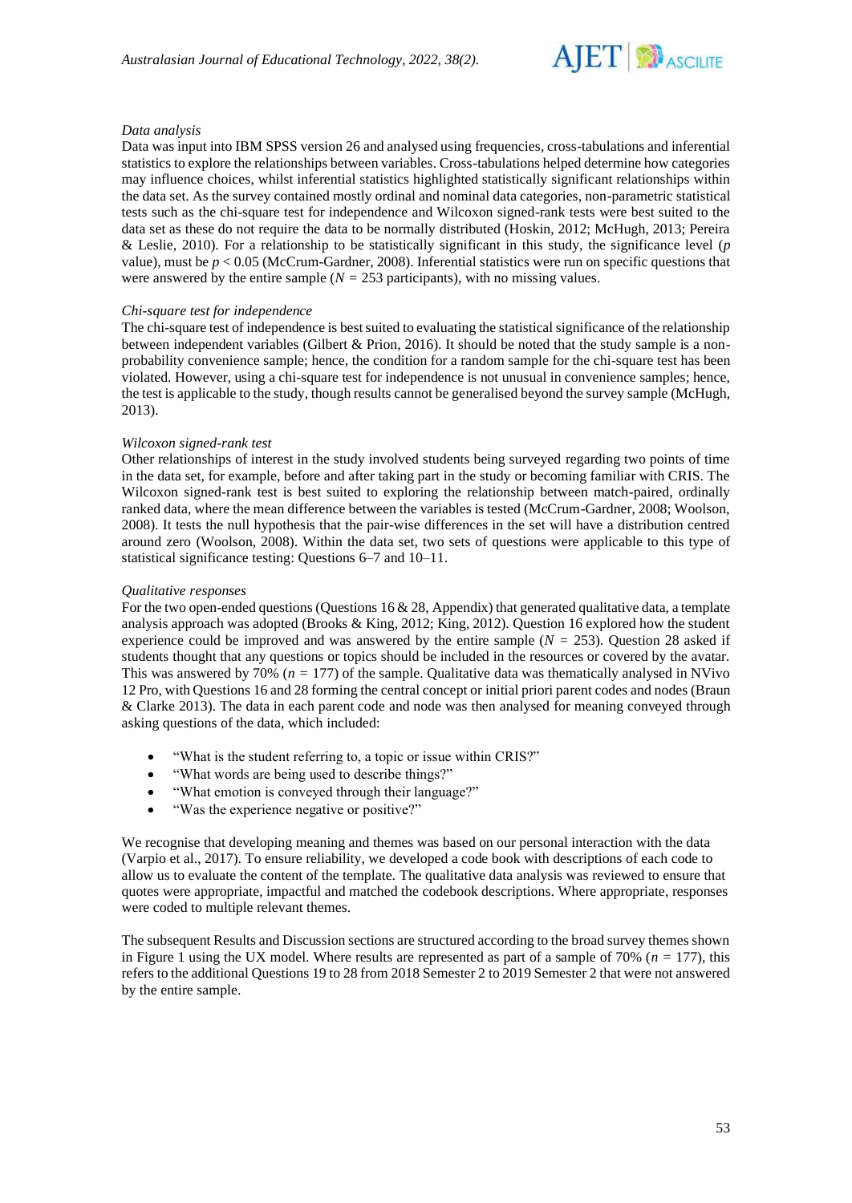### *Data analysis*

Data was input into IBM SPSS version 26 and analysed using frequencies, cross-tabulations and inferential statistics to explore the relationships between variables. Cross-tabulations helped determine how categories may influence choices, whilst inferential statistics highlighted statistically significant relationships within the data set. As the survey contained mostly ordinal and nominal data categories, non-parametric statistical tests such as the chi-square test for independence and Wilcoxon signed-rank tests were best suited to the data set as these do not require the data to be normally distributed (Hoskin, 2012; McHugh, 2013; Pereira & Leslie, 2010). For a relationship to be statistically significant in this study, the significance level (*p* value), must be $p < 0.05$ (McCrum-Gardner, 2008). Inferential statistics were run on specific questions that were answered by the entire sample ($N = 253$ participants), with no missing values.

### *Chi-square test for independence*

The chi-square test of independence is best suited to evaluating the statistical significance of the relationship between independent variables (Gilbert & Prion, 2016). It should be noted that the study sample is a non-probability convenience sample; hence, the condition for a random sample for the chi-square test has been violated. However, using a chi-square test for independence is not unusual in convenience samples; hence, the test is applicable to the study, though results cannot be generalised beyond the survey sample (McHugh, 2013).

### *Wilcoxon signed-rank test*

Other relationships of interest in the study involved students being surveyed regarding two points of time in the data set, for example, before and after taking part in the study or becoming familiar with CRIS. The Wilcoxon signed-rank test is best suited to exploring the relationship between match-paired, ordinally ranked data, where the mean difference between the variables is tested (McCrum-Gardner, 2008; Woolson, 2008). It tests the null hypothesis that the pair-wise differences in the set will have a distribution centred around zero (Woolson, 2008). Within the data set, two sets of questions were applicable to this type of statistical significance testing: Questions 6–7 and 10–11.

### *Qualitative responses*

For the two open-ended questions (Questions 16 & 28, Appendix) that generated qualitative data, a template analysis approach was adopted (Brooks & King, 2012; King, 2012). Question 16 explored how the student experience could be improved and was answered by the entire sample ($N = 253$). Question 28 asked if students thought that any questions or topics should be included in the resources or covered by the avatar. This was answered by 70% ($n = 177$) of the sample. Qualitative data was thematically analysed in NVivo 12 Pro, with Questions 16 and 28 forming the central concept or initial priori parent codes and nodes (Braun & Clarke 2013). The data in each parent code and node was then analysed for meaning conveyed through asking questions of the data, which included:

- "What is the student referring to, a topic or issue within CRIS?"
- "What words are being used to describe things?"
- "What emotion is conveyed through their language?"
- "Was the experience negative or positive?"

We recognise that developing meaning and themes was based on our personal interaction with the data (Varpio et al., 2017). To ensure reliability, we developed a code book with descriptions of each code to allow us to evaluate the content of the template. The qualitative data analysis was reviewed to ensure that quotes were appropriate, impactful and matched the codebook descriptions. Where appropriate, responses were coded to multiple relevant themes.

The subsequent Results and Discussion sections are structured according to the broad survey themes shown in Figure 1 using the UX model. Where results are represented as part of a sample of 70% ($n = 177$), this refers to the additional Questions 19 to 28 from 2018 Semester 2 to 2019 Semester 2 that were not answered by the entire sample.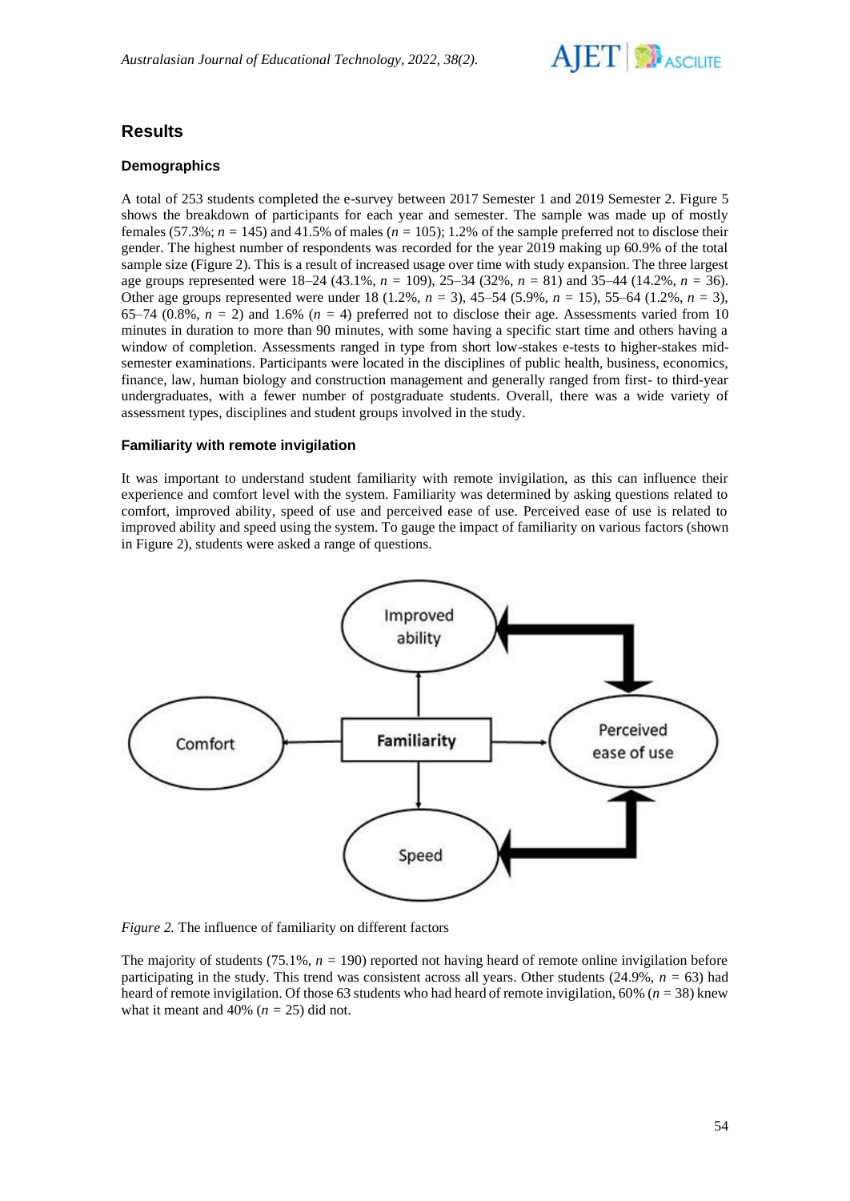## Results

### Demographics

A total of 253 students completed the e-survey between 2017 Semester 1 and 2019 Semester 2. Figure 5 shows the breakdown of participants for each year and semester. The sample was made up of mostly females (57.3%; *n* = 145) and 41.5% of males (*n* = 105); 1.2% of the sample preferred not to disclose their gender. The highest number of respondents was recorded for the year 2019 making up 60.9% of the total sample size (Figure 2). This is a result of increased usage over time with study expansion. The three largest age groups represented were 18–24 (43.1%, *n* = 109), 25–34 (32%, *n* = 81) and 35–44 (14.2%, *n* = 36). Other age groups represented were under 18 (1.2%, *n* = 3), 45–54 (5.9%, *n* = 15), 55–64 (1.2%, *n* = 3), 65–74 (0.8%, *n* = 2) and 1.6% (*n* = 4) preferred not to disclose their age. Assessments varied from 10 minutes in duration to more than 90 minutes, with some having a specific start time and others having a window of completion. Assessments ranged in type from short low-stakes e-tests to higher-stakes mid-semester examinations. Participants were located in the disciplines of public health, business, economics, finance, law, human biology and construction management and generally ranged from first- to third-year undergraduates, with a fewer number of postgraduate students. Overall, there was a wide variety of assessment types, disciplines and student groups involved in the study.

### Familiarity with remote invigilation

It was important to understand student familiarity with remote invigilation, as this can influence their experience and comfort level with the system. Familiarity was determined by asking questions related to comfort, improved ability, speed of use and perceived ease of use. Perceived ease of use is related to improved ability and speed using the system. To gauge the impact of familiarity on various factors (shown in Figure 2), students were asked a range of questions.

*Figure 2.* The influence of familiarity on different factors

The majority of students (75.1%, *n* = 190) reported not having heard of remote online invigilation before participating in the study. This trend was consistent across all years. Other students (24.9%, *n* = 63) had heard of remote invigilation. Of those 63 students who had heard of remote invigilation, 60% (*n* = 38) knew what it meant and 40% (*n* = 25) did not.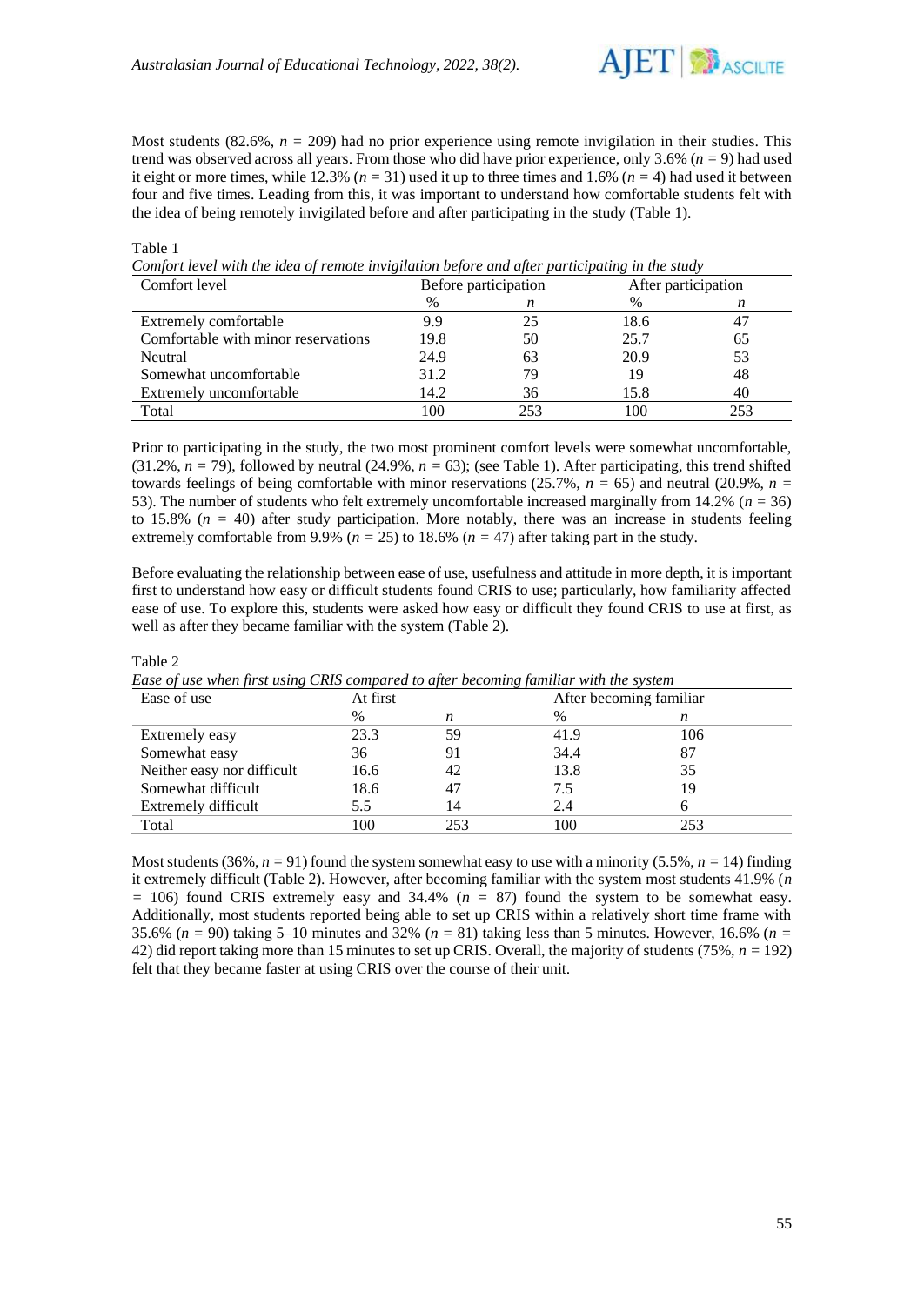Most students (82.6%, $n$ = 209) had no prior experience using remote invigilation in their studies. This trend was observed across all years. From those who did have prior experience, only 3.6% ($n$ = 9) had used it eight or more times, while 12.3% ($n$ = 31) used it up to three times and 1.6% ($n$ = 4) had used it between four and five times. Leading from this, it was important to understand how comfortable students felt with the idea of being remotely invigilated before and after participating in the study (Table 1).

Table 1
*Comfort level with the idea of remote invigilation before and after participating in the study*

| Comfort level | Before participation | | After participation | |
|---|---|---|---|---|
| | % | $n$ | % | $n$ |
| Extremely comfortable | 9.9 | 25 | 18.6 | 47 |
| Comfortable with minor reservations | 19.8 | 50 | 25.7 | 65 |
| Neutral | 24.9 | 63 | 20.9 | 53 |
| Somewhat uncomfortable | 31.2 | 79 | 19 | 48 |
| Extremely uncomfortable | 14.2 | 36 | 15.8 | 40 |
| Total | 100 | 253 | 100 | 253 |

Prior to participating in the study, the two most prominent comfort levels were somewhat uncomfortable, (31.2%, $n$ = 79), followed by neutral (24.9%, $n$ = 63); (see Table 1). After participating, this trend shifted towards feelings of being comfortable with minor reservations (25.7%, $n$ = 65) and neutral (20.9%, $n$ = 53). The number of students who felt extremely uncomfortable increased marginally from 14.2% ($n$ = 36) to 15.8% ($n$ = 40) after study participation. More notably, there was an increase in students feeling extremely comfortable from 9.9% ($n$ = 25) to 18.6% ($n$ = 47) after taking part in the study.

Before evaluating the relationship between ease of use, usefulness and attitude in more depth, it is important first to understand how easy or difficult students found CRIS to use; particularly, how familiarity affected ease of use. To explore this, students were asked how easy or difficult they found CRIS to use at first, as well as after they became familiar with the system (Table 2).

Table 2
*Ease of use when first using CRIS compared to after becoming familiar with the system*

| Ease of use | At first | | After becoming familiar | |
|---|---|---|---|---|
| | % | $n$ | % | $n$ |
| Extremely easy | 23.3 | 59 | 41.9 | 106 |
| Somewhat easy | 36 | 91 | 34.4 | 87 |
| Neither easy nor difficult | 16.6 | 42 | 13.8 | 35 |
| Somewhat difficult | 18.6 | 47 | 7.5 | 19 |
| Extremely difficult | 5.5 | 14 | 2.4 | 6 |
| Total | 100 | 253 | 100 | 253 |

Most students (36%, $n$ = 91) found the system somewhat easy to use with a minority (5.5%, $n$ = 14) finding it extremely difficult (Table 2). However, after becoming familiar with the system most students 41.9% ($n$ = 106) found CRIS extremely easy and 34.4% ($n$ = 87) found the system to be somewhat easy. Additionally, most students reported being able to set up CRIS within a relatively short time frame with 35.6% ($n$ = 90) taking 5–10 minutes and 32% ($n$ = 81) taking less than 5 minutes. However, 16.6% ($n$ = 42) did report taking more than 15 minutes to set up CRIS. Overall, the majority of students (75%, $n$ = 192) felt that they became faster at using CRIS over the course of their unit.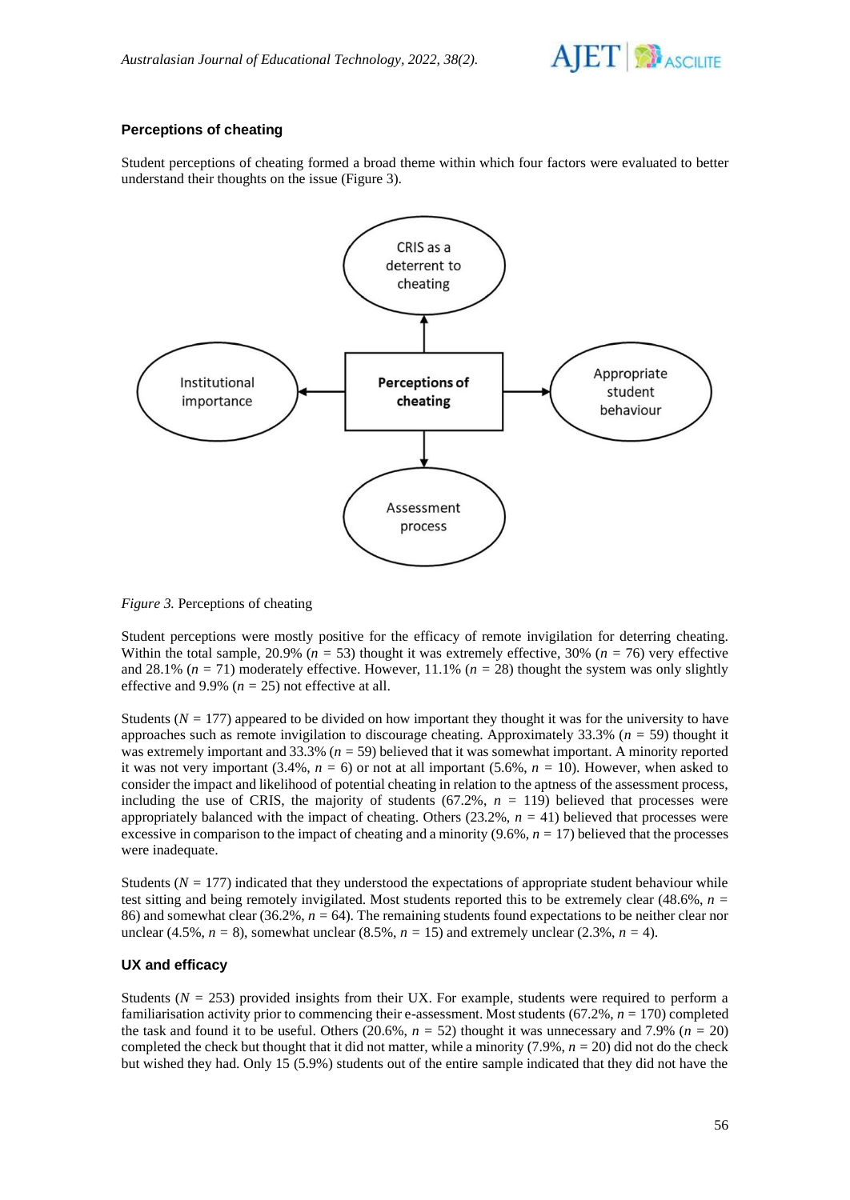### Perceptions of cheating

Student perceptions of cheating formed a broad theme within which four factors were evaluated to better understand their thoughts on the issue (Figure 3).

*Figure 3.* Perceptions of cheating

Student perceptions were mostly positive for the efficacy of remote invigilation for deterring cheating. Within the total sample, 20.9% ($n$ = 53) thought it was extremely effective, 30% ($n$ = 76) very effective and 28.1% ($n$ = 71) moderately effective. However, 11.1% ($n$ = 28) thought the system was only slightly effective and 9.9% ($n$ = 25) not effective at all.

Students ($N$ = 177) appeared to be divided on how important they thought it was for the university to have approaches such as remote invigilation to discourage cheating. Approximately 33.3% ($n$ = 59) thought it was extremely important and 33.3% ($n$ = 59) believed that it was somewhat important. A minority reported it was not very important (3.4%, $n$ = 6) or not at all important (5.6%, $n$ = 10). However, when asked to consider the impact and likelihood of potential cheating in relation to the aptness of the assessment process, including the use of CRIS, the majority of students (67.2%, $n$ = 119) believed that processes were appropriately balanced with the impact of cheating. Others (23.2%, $n$ = 41) believed that processes were excessive in comparison to the impact of cheating and a minority (9.6%, $n$ = 17) believed that the processes were inadequate.

Students ($N$ = 177) indicated that they understood the expectations of appropriate student behaviour while test sitting and being remotely invigilated. Most students reported this to be extremely clear (48.6%, $n$ = 86) and somewhat clear (36.2%, $n$ = 64). The remaining students found expectations to be neither clear nor unclear (4.5%, $n$ = 8), somewhat unclear (8.5%, $n$ = 15) and extremely unclear (2.3%, $n$ = 4).

### UX and efficacy

Students ($N$ = 253) provided insights from their UX. For example, students were required to perform a familiarisation activity prior to commencing their e-assessment. Most students (67.2%, $n$ = 170) completed the task and found it to be useful. Others (20.6%, $n$ = 52) thought it was unnecessary and 7.9% ($n$ = 20) completed the check but thought that it did not matter, while a minority (7.9%, $n$ = 20) did not do the check but wished they had. Only 15 (5.9%) students out of the entire sample indicated that they did not have the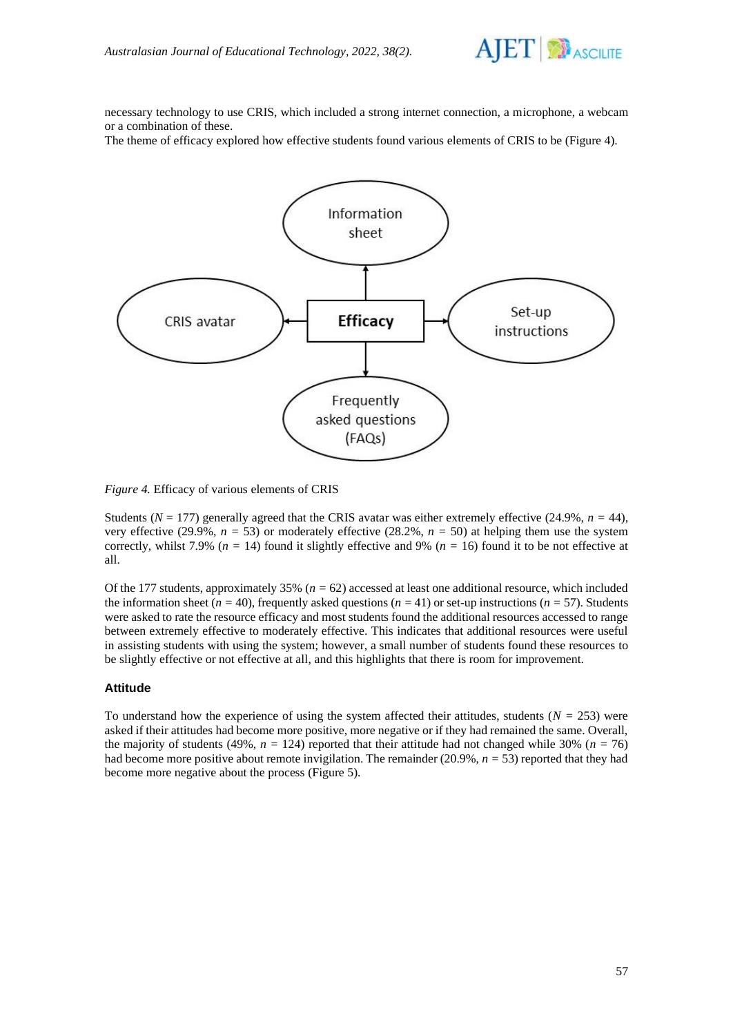necessary technology to use CRIS, which included a strong internet connection, a microphone, a webcam or a combination of these.

The theme of efficacy explored how effective students found various elements of CRIS to be (Figure 4).

*Figure 4.* Efficacy of various elements of CRIS

Students ($N$ = 177) generally agreed that the CRIS avatar was either extremely effective (24.9%, $n$ = 44), very effective (29.9%, $n$ = 53) or moderately effective (28.2%, $n$ = 50) at helping them use the system correctly, whilst 7.9% ($n$ = 14) found it slightly effective and 9% ($n$ = 16) found it to be not effective at all.

Of the 177 students, approximately 35% ($n$ = 62) accessed at least one additional resource, which included the information sheet ($n$ = 40), frequently asked questions ($n$ = 41) or set-up instructions ($n$ = 57). Students were asked to rate the resource efficacy and most students found the additional resources accessed to range between extremely effective to moderately effective. This indicates that additional resources were useful in assisting students with using the system; however, a small number of students found these resources to be slightly effective or not effective at all, and this highlights that there is room for improvement.

### Attitude

To understand how the experience of using the system affected their attitudes, students ($N$ = 253) were asked if their attitudes had become more positive, more negative or if they had remained the same. Overall, the majority of students (49%, $n$ = 124) reported that their attitude had not changed while 30% ($n$ = 76) had become more positive about remote invigilation. The remainder (20.9%, $n$ = 53) reported that they had become more negative about the process (Figure 5).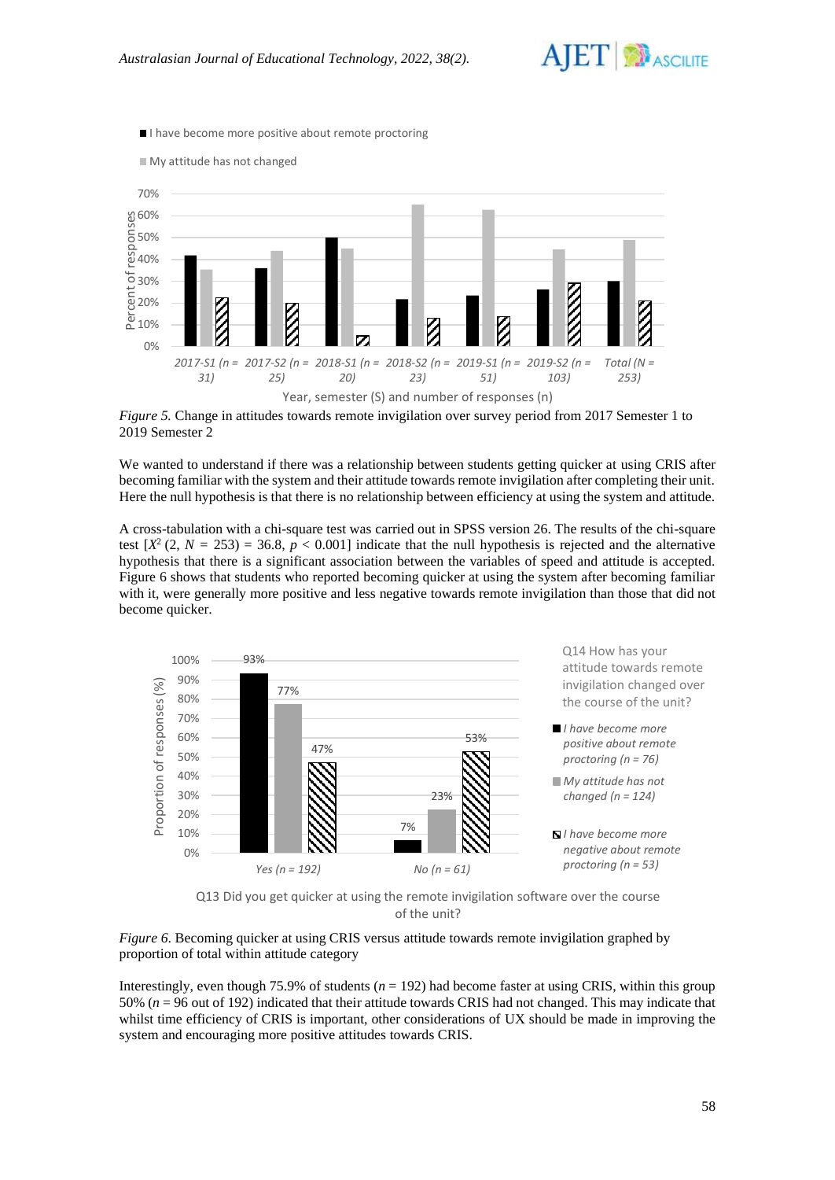*Figure 5.* Change in attitudes towards remote invigilation over survey period from 2017 Semester 1 to 2019 Semester 2

We wanted to understand if there was a relationship between students getting quicker at using CRIS after becoming familiar with the system and their attitude towards remote invigilation after completing their unit. Here the null hypothesis is that there is no relationship between efficiency at using the system and attitude.

A cross-tabulation with a chi-square test was carried out in SPSS version 26. The results of the chi-square test [$X^2$ (2, $N$ = 253) = 36.8, $p$ < 0.001] indicate that the null hypothesis is rejected and the alternative hypothesis that there is a significant association between the variables of speed and attitude is accepted. Figure 6 shows that students who reported becoming quicker at using the system after becoming familiar with it, were generally more positive and less negative towards remote invigilation than those that did not become quicker.

*Figure 6.* Becoming quicker at using CRIS versus attitude towards remote invigilation graphed by proportion of total within attitude category

Interestingly, even though 75.9% of students ($n$ = 192) had become faster at using CRIS, within this group 50% ($n$ = 96 out of 192) indicated that their attitude towards CRIS had not changed. This may indicate that whilst time efficiency of CRIS is important, other considerations of UX should be made in improving the system and encouraging more positive attitudes towards CRIS.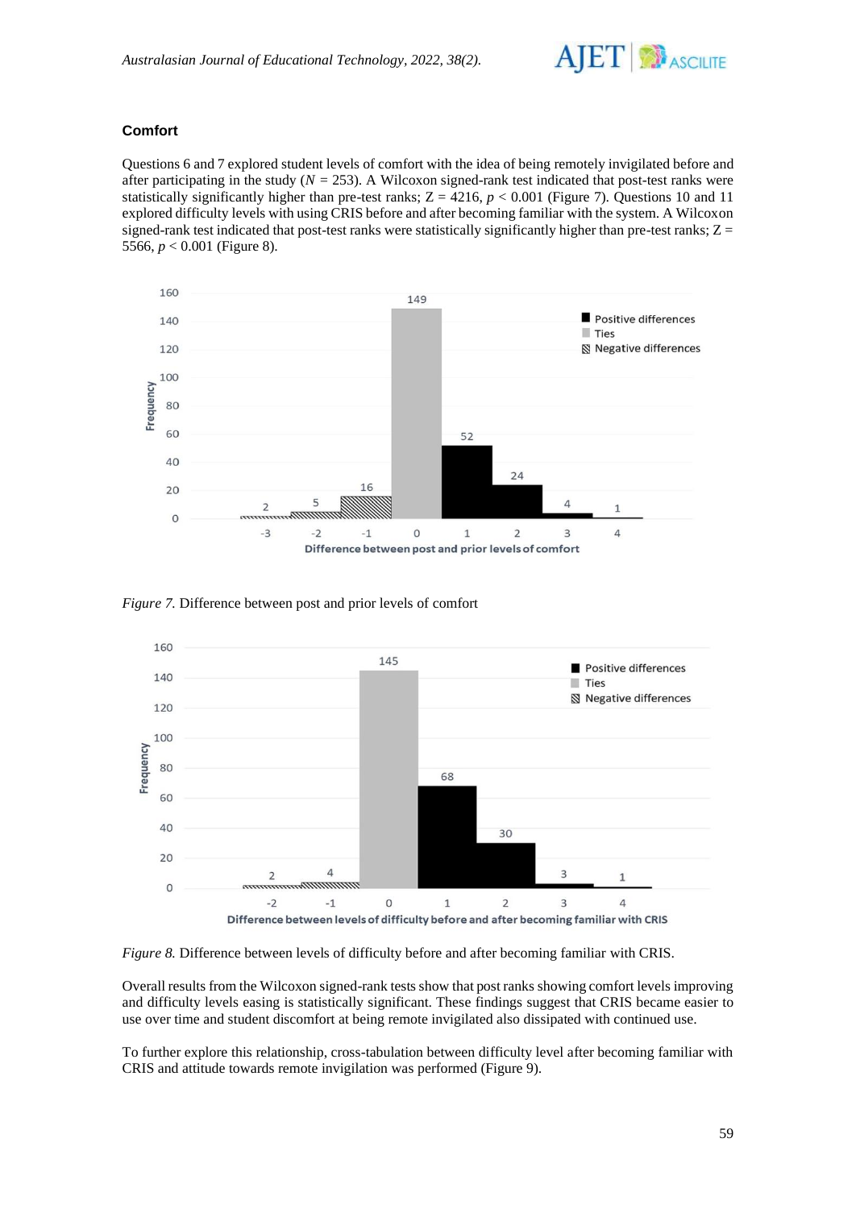### Comfort

Questions 6 and 7 explored student levels of comfort with the idea of being remotely invigilated before and after participating in the study ($N$ = 253). A Wilcoxon signed-rank test indicated that post-test ranks were statistically significantly higher than pre-test ranks; Z = 4216, $p$ < 0.001 (Figure 7). Questions 10 and 11 explored difficulty levels with using CRIS before and after becoming familiar with the system. A Wilcoxon signed-rank test indicated that post-test ranks were statistically significantly higher than pre-test ranks; Z = 5566, $p$ < 0.001 (Figure 8).

*Figure 7.* Difference between post and prior levels of comfort

*Figure 8.* Difference between levels of difficulty before and after becoming familiar with CRIS.

Overall results from the Wilcoxon signed-rank tests show that post ranks showing comfort levels improving and difficulty levels easing is statistically significant. These findings suggest that CRIS became easier to use over time and student discomfort at being remote invigilated also dissipated with continued use.

To further explore this relationship, cross-tabulation between difficulty level after becoming familiar with CRIS and attitude towards remote invigilation was performed (Figure 9).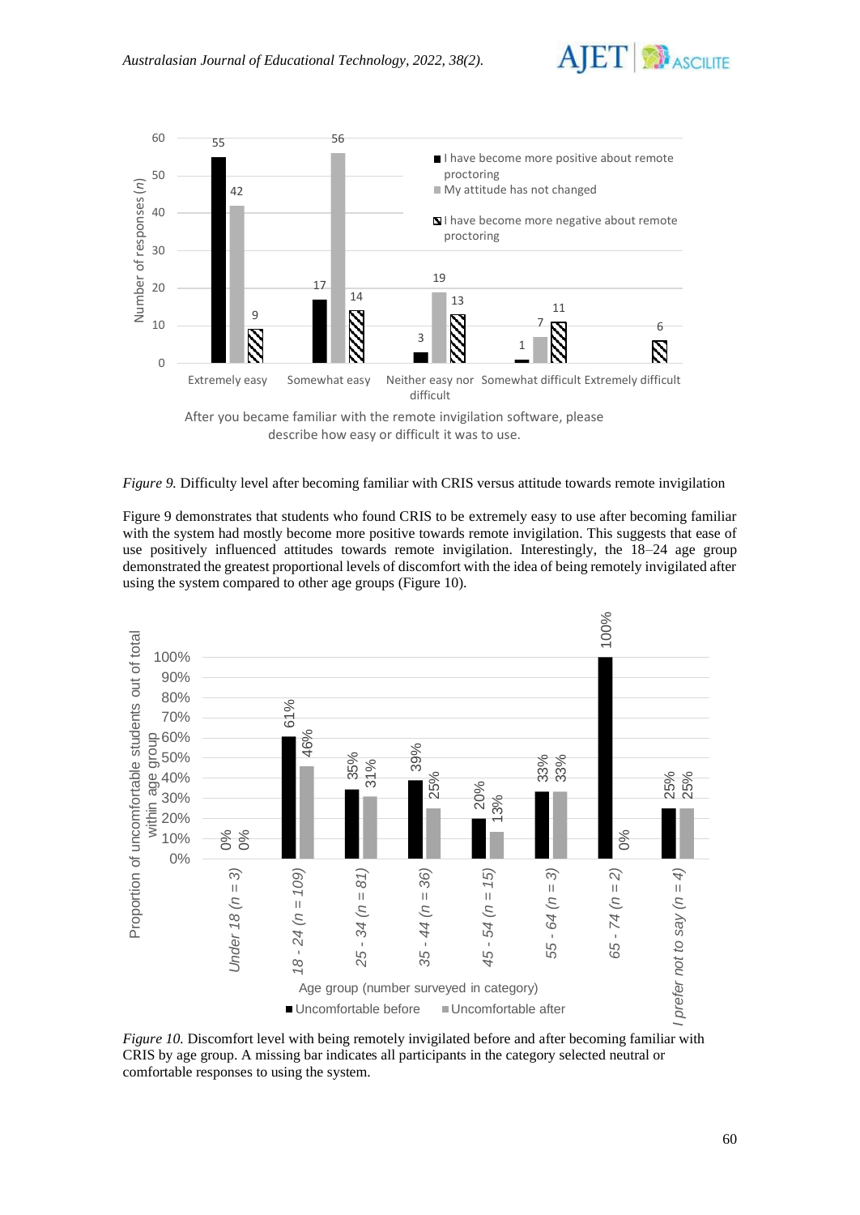*Figure 9.* Difficulty level after becoming familiar with CRIS versus attitude towards remote invigilation

Figure 9 demonstrates that students who found CRIS to be extremely easy to use after becoming familiar with the system had mostly become more positive towards remote invigilation. This suggests that ease of use positively influenced attitudes towards remote invigilation. Interestingly, the 18–24 age group demonstrated the greatest proportional levels of discomfort with the idea of being remotely invigilated after using the system compared to other age groups (Figure 10).

*Figure 10.* Discomfort level with being remotely invigilated before and after becoming familiar with CRIS by age group. A missing bar indicates all participants in the category selected neutral or comfortable responses to using the system.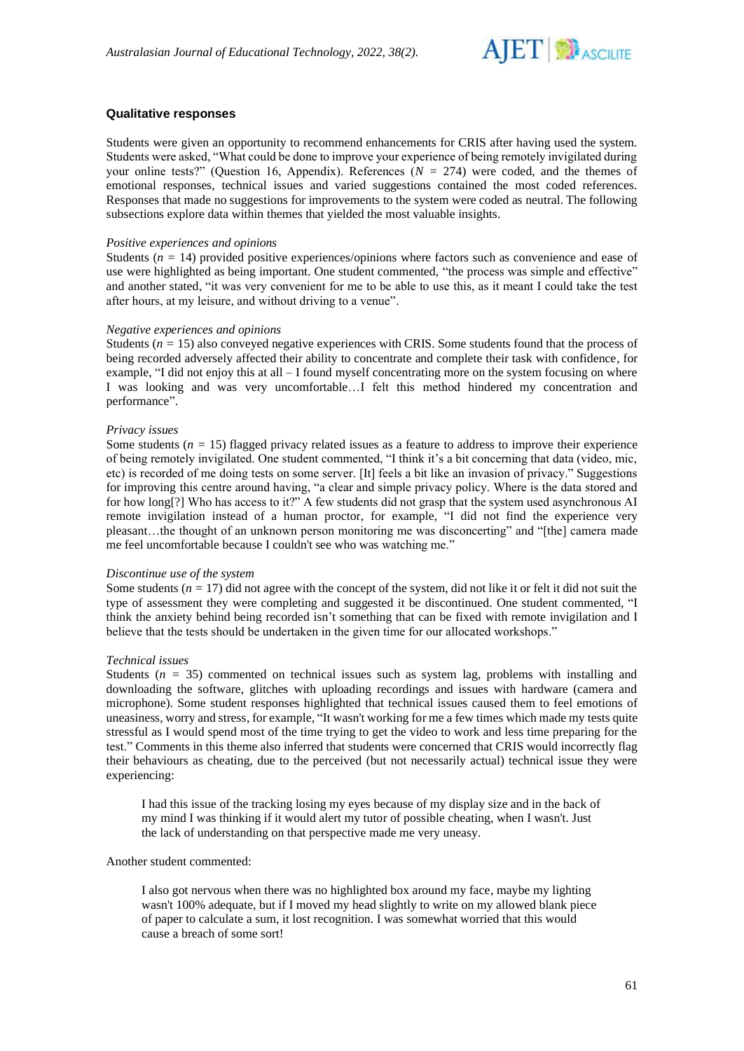### Qualitative responses

Students were given an opportunity to recommend enhancements for CRIS after having used the system. Students were asked, "What could be done to improve your experience of being remotely invigilated during your online tests?" (Question 16, Appendix). References ($N$ = 274) were coded, and the themes of emotional responses, technical issues and varied suggestions contained the most coded references. Responses that made no suggestions for improvements to the system were coded as neutral. The following subsections explore data within themes that yielded the most valuable insights.

*Positive experiences and opinions*

Students ($n$ = 14) provided positive experiences/opinions where factors such as convenience and ease of use were highlighted as being important. One student commented, "the process was simple and effective" and another stated, "it was very convenient for me to be able to use this, as it meant I could take the test after hours, at my leisure, and without driving to a venue".

*Negative experiences and opinions*

Students ($n$ = 15) also conveyed negative experiences with CRIS. Some students found that the process of being recorded adversely affected their ability to concentrate and complete their task with confidence, for example, "I did not enjoy this at all – I found myself concentrating more on the system focusing on where I was looking and was very uncomfortable…I felt this method hindered my concentration and performance".

*Privacy issues*

Some students ($n$ = 15) flagged privacy related issues as a feature to address to improve their experience of being remotely invigilated. One student commented, "I think it's a bit concerning that data (video, mic, etc) is recorded of me doing tests on some server. [It] feels a bit like an invasion of privacy." Suggestions for improving this centre around having, "a clear and simple privacy policy. Where is the data stored and for how long[?] Who has access to it?" A few students did not grasp that the system used asynchronous AI remote invigilation instead of a human proctor, for example, "I did not find the experience very pleasant…the thought of an unknown person monitoring me was disconcerting" and "[the] camera made me feel uncomfortable because I couldn't see who was watching me."

*Discontinue use of the system*

Some students ($n$ = 17) did not agree with the concept of the system, did not like it or felt it did not suit the type of assessment they were completing and suggested it be discontinued. One student commented, "I think the anxiety behind being recorded isn't something that can be fixed with remote invigilation and I believe that the tests should be undertaken in the given time for our allocated workshops."

*Technical issues*

Students ($n$ = 35) commented on technical issues such as system lag, problems with installing and downloading the software, glitches with uploading recordings and issues with hardware (camera and microphone). Some student responses highlighted that technical issues caused them to feel emotions of uneasiness, worry and stress, for example, "It wasn't working for me a few times which made my tests quite stressful as I would spend most of the time trying to get the video to work and less time preparing for the test." Comments in this theme also inferred that students were concerned that CRIS would incorrectly flag their behaviours as cheating, due to the perceived (but not necessarily actual) technical issue they were experiencing:

> I had this issue of the tracking losing my eyes because of my display size and in the back of my mind I was thinking if it would alert my tutor of possible cheating, when I wasn't. Just the lack of understanding on that perspective made me very uneasy.

Another student commented:

> I also got nervous when there was no highlighted box around my face, maybe my lighting wasn't 100% adequate, but if I moved my head slightly to write on my allowed blank piece of paper to calculate a sum, it lost recognition. I was somewhat worried that this would cause a breach of some sort!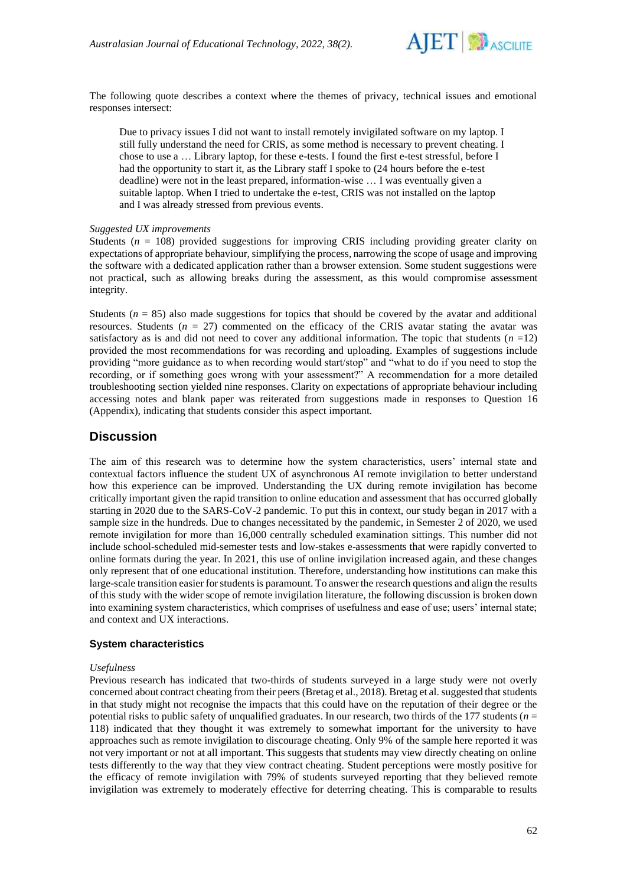The following quote describes a context where the themes of privacy, technical issues and emotional responses intersect:

> Due to privacy issues I did not want to install remotely invigilated software on my laptop. I still fully understand the need for CRIS, as some method is necessary to prevent cheating. I chose to use a … Library laptop, for these e-tests. I found the first e-test stressful, before I had the opportunity to start it, as the Library staff I spoke to (24 hours before the e-test deadline) were not in the least prepared, information-wise … I was eventually given a suitable laptop. When I tried to undertake the e-test, CRIS was not installed on the laptop and I was already stressed from previous events.

*Suggested UX improvements*

Students ($n$ = 108) provided suggestions for improving CRIS including providing greater clarity on expectations of appropriate behaviour, simplifying the process, narrowing the scope of usage and improving the software with a dedicated application rather than a browser extension. Some student suggestions were not practical, such as allowing breaks during the assessment, as this would compromise assessment integrity.

Students ($n$ = 85) also made suggestions for topics that should be covered by the avatar and additional resources. Students ($n$ = 27) commented on the efficacy of the CRIS avatar stating the avatar was satisfactory as is and did not need to cover any additional information. The topic that students ($n$ =12) provided the most recommendations for was recording and uploading. Examples of suggestions include providing "more guidance as to when recording would start/stop" and "what to do if you need to stop the recording, or if something goes wrong with your assessment?" A recommendation for a more detailed troubleshooting section yielded nine responses. Clarity on expectations of appropriate behaviour including accessing notes and blank paper was reiterated from suggestions made in responses to Question 16 (Appendix), indicating that students consider this aspect important.

## Discussion

The aim of this research was to determine how the system characteristics, users' internal state and contextual factors influence the student UX of asynchronous AI remote invigilation to better understand how this experience can be improved. Understanding the UX during remote invigilation has become critically important given the rapid transition to online education and assessment that has occurred globally starting in 2020 due to the SARS-CoV-2 pandemic. To put this in context, our study began in 2017 with a sample size in the hundreds. Due to changes necessitated by the pandemic, in Semester 2 of 2020, we used remote invigilation for more than 16,000 centrally scheduled examination sittings. This number did not include school-scheduled mid-semester tests and low-stakes e-assessments that were rapidly converted to online formats during the year. In 2021, this use of online invigilation increased again, and these changes only represent that of one educational institution. Therefore, understanding how institutions can make this large-scale transition easier for students is paramount. To answer the research questions and align the results of this study with the wider scope of remote invigilation literature, the following discussion is broken down into examining system characteristics, which comprises of usefulness and ease of use; users' internal state; and context and UX interactions.

### System characteristics

*Usefulness*

Previous research has indicated that two-thirds of students surveyed in a large study were not overly concerned about contract cheating from their peers (Bretag et al., 2018). Bretag et al. suggested that students in that study might not recognise the impacts that this could have on the reputation of their degree or the potential risks to public safety of unqualified graduates. In our research, two thirds of the 177 students ($n$ = 118) indicated that they thought it was extremely to somewhat important for the university to have approaches such as remote invigilation to discourage cheating. Only 9% of the sample here reported it was not very important or not at all important. This suggests that students may view directly cheating on online tests differently to the way that they view contract cheating. Student perceptions were mostly positive for the efficacy of remote invigilation with 79% of students surveyed reporting that they believed remote invigilation was extremely to moderately effective for deterring cheating. This is comparable to results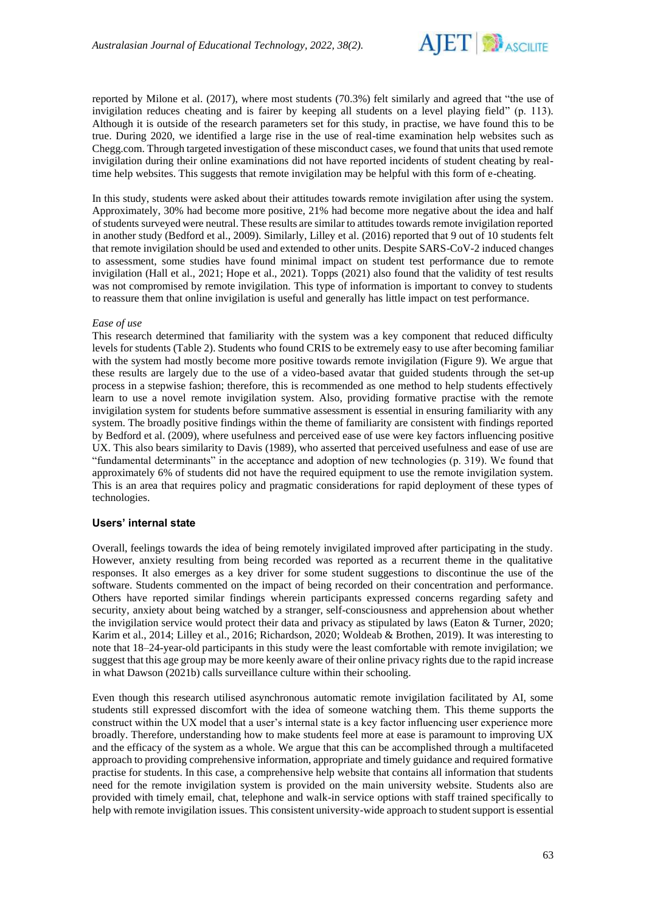reported by Milone et al. (2017), where most students (70.3%) felt similarly and agreed that "the use of invigilation reduces cheating and is fairer by keeping all students on a level playing field" (p. 113). Although it is outside of the research parameters set for this study, in practise, we have found this to be true. During 2020, we identified a large rise in the use of real-time examination help websites such as Chegg.com. Through targeted investigation of these misconduct cases, we found that units that used remote invigilation during their online examinations did not have reported incidents of student cheating by real-time help websites. This suggests that remote invigilation may be helpful with this form of e-cheating.

In this study, students were asked about their attitudes towards remote invigilation after using the system. Approximately, 30% had become more positive, 21% had become more negative about the idea and half of students surveyed were neutral. These results are similar to attitudes towards remote invigilation reported in another study (Bedford et al., 2009). Similarly, Lilley et al. (2016) reported that 9 out of 10 students felt that remote invigilation should be used and extended to other units. Despite SARS-CoV-2 induced changes to assessment, some studies have found minimal impact on student test performance due to remote invigilation (Hall et al., 2021; Hope et al., 2021). Topps (2021) also found that the validity of test results was not compromised by remote invigilation. This type of information is important to convey to students to reassure them that online invigilation is useful and generally has little impact on test performance.

*Ease of use*

This research determined that familiarity with the system was a key component that reduced difficulty levels for students (Table 2). Students who found CRIS to be extremely easy to use after becoming familiar with the system had mostly become more positive towards remote invigilation (Figure 9). We argue that these results are largely due to the use of a video-based avatar that guided students through the set-up process in a stepwise fashion; therefore, this is recommended as one method to help students effectively learn to use a novel remote invigilation system. Also, providing formative practise with the remote invigilation system for students before summative assessment is essential in ensuring familiarity with any system. The broadly positive findings within the theme of familiarity are consistent with findings reported by Bedford et al. (2009), where usefulness and perceived ease of use were key factors influencing positive UX. This also bears similarity to Davis (1989), who asserted that perceived usefulness and ease of use are "fundamental determinants" in the acceptance and adoption of new technologies (p. 319). We found that approximately 6% of students did not have the required equipment to use the remote invigilation system. This is an area that requires policy and pragmatic considerations for rapid deployment of these types of technologies.

### Users' internal state

Overall, feelings towards the idea of being remotely invigilated improved after participating in the study. However, anxiety resulting from being recorded was reported as a recurrent theme in the qualitative responses. It also emerges as a key driver for some student suggestions to discontinue the use of the software. Students commented on the impact of being recorded on their concentration and performance. Others have reported similar findings wherein participants expressed concerns regarding safety and security, anxiety about being watched by a stranger, self-consciousness and apprehension about whether the invigilation service would protect their data and privacy as stipulated by laws (Eaton & Turner, 2020; Karim et al., 2014; Lilley et al., 2016; Richardson, 2020; Woldeab & Brothen, 2019). It was interesting to note that 18–24-year-old participants in this study were the least comfortable with remote invigilation; we suggest that this age group may be more keenly aware of their online privacy rights due to the rapid increase in what Dawson (2021b) calls surveillance culture within their schooling.

Even though this research utilised asynchronous automatic remote invigilation facilitated by AI, some students still expressed discomfort with the idea of someone watching them. This theme supports the construct within the UX model that a user's internal state is a key factor influencing user experience more broadly. Therefore, understanding how to make students feel more at ease is paramount to improving UX and the efficacy of the system as a whole. We argue that this can be accomplished through a multifaceted approach to providing comprehensive information, appropriate and timely guidance and required formative practise for students. In this case, a comprehensive help website that contains all information that students need for the remote invigilation system is provided on the main university website. Students also are provided with timely email, chat, telephone and walk-in service options with staff trained specifically to help with remote invigilation issues. This consistent university-wide approach to student support is essential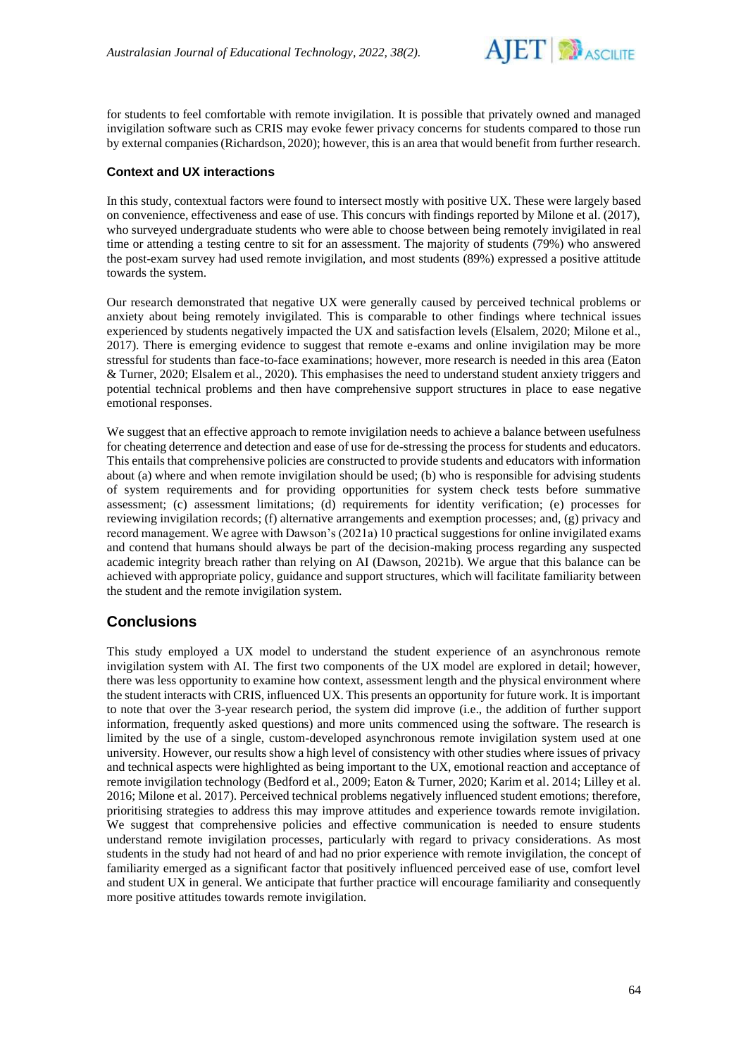for students to feel comfortable with remote invigilation. It is possible that privately owned and managed invigilation software such as CRIS may evoke fewer privacy concerns for students compared to those run by external companies (Richardson, 2020); however, this is an area that would benefit from further research.

### Context and UX interactions

In this study, contextual factors were found to intersect mostly with positive UX. These were largely based on convenience, effectiveness and ease of use. This concurs with findings reported by Milone et al. (2017), who surveyed undergraduate students who were able to choose between being remotely invigilated in real time or attending a testing centre to sit for an assessment. The majority of students (79%) who answered the post-exam survey had used remote invigilation, and most students (89%) expressed a positive attitude towards the system.

Our research demonstrated that negative UX were generally caused by perceived technical problems or anxiety about being remotely invigilated. This is comparable to other findings where technical issues experienced by students negatively impacted the UX and satisfaction levels (Elsalem, 2020; Milone et al., 2017). There is emerging evidence to suggest that remote e-exams and online invigilation may be more stressful for students than face-to-face examinations; however, more research is needed in this area (Eaton & Turner, 2020; Elsalem et al., 2020). This emphasises the need to understand student anxiety triggers and potential technical problems and then have comprehensive support structures in place to ease negative emotional responses.

We suggest that an effective approach to remote invigilation needs to achieve a balance between usefulness for cheating deterrence and detection and ease of use for de-stressing the process for students and educators. This entails that comprehensive policies are constructed to provide students and educators with information about (a) where and when remote invigilation should be used; (b) who is responsible for advising students of system requirements and for providing opportunities for system check tests before summative assessment; (c) assessment limitations; (d) requirements for identity verification; (e) processes for reviewing invigilation records; (f) alternative arrangements and exemption processes; and, (g) privacy and record management. We agree with Dawson's (2021a) 10 practical suggestions for online invigilated exams and contend that humans should always be part of the decision-making process regarding any suspected academic integrity breach rather than relying on AI (Dawson, 2021b). We argue that this balance can be achieved with appropriate policy, guidance and support structures, which will facilitate familiarity between the student and the remote invigilation system.

## Conclusions

This study employed a UX model to understand the student experience of an asynchronous remote invigilation system with AI. The first two components of the UX model are explored in detail; however, there was less opportunity to examine how context, assessment length and the physical environment where the student interacts with CRIS, influenced UX. This presents an opportunity for future work. It is important to note that over the 3-year research period, the system did improve (i.e., the addition of further support information, frequently asked questions) and more units commenced using the software. The research is limited by the use of a single, custom-developed asynchronous remote invigilation system used at one university. However, our results show a high level of consistency with other studies where issues of privacy and technical aspects were highlighted as being important to the UX, emotional reaction and acceptance of remote invigilation technology (Bedford et al., 2009; Eaton & Turner, 2020; Karim et al. 2014; Lilley et al. 2016; Milone et al. 2017). Perceived technical problems negatively influenced student emotions; therefore, prioritising strategies to address this may improve attitudes and experience towards remote invigilation. We suggest that comprehensive policies and effective communication is needed to ensure students understand remote invigilation processes, particularly with regard to privacy considerations. As most students in the study had not heard of and had no prior experience with remote invigilation, the concept of familiarity emerged as a significant factor that positively influenced perceived ease of use, comfort level and student UX in general. We anticipate that further practice will encourage familiarity and consequently more positive attitudes towards remote invigilation.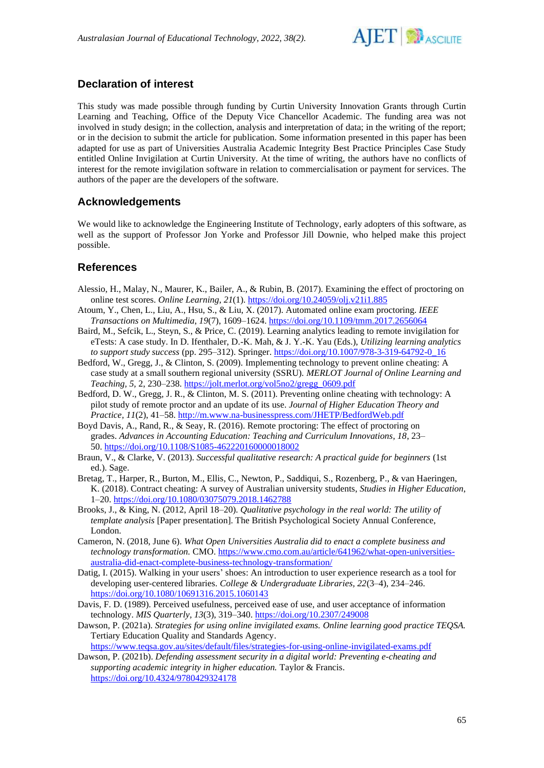## Declaration of interest

This study was made possible through funding by Curtin University Innovation Grants through Curtin Learning and Teaching, Office of the Deputy Vice Chancellor Academic. The funding area was not involved in study design; in the collection, analysis and interpretation of data; in the writing of the report; or in the decision to submit the article for publication. Some information presented in this paper has been adapted for use as part of Universities Australia Academic Integrity Best Practice Principles Case Study entitled Online Invigilation at Curtin University. At the time of writing, the authors have no conflicts of interest for the remote invigilation software in relation to commercialisation or payment for services. The authors of the paper are the developers of the software.

## Acknowledgements

We would like to acknowledge the Engineering Institute of Technology, early adopters of this software, as well as the support of Professor Jon Yorke and Professor Jill Downie, who helped make this project possible.

## References

Alessio, H., Malay, N., Maurer, K., Bailer, A., & Rubin, B. (2017). Examining the effect of proctoring on online test scores. *Online Learning*, *21*(1). https://doi.org/10.24059/olj.v21i1.885

Atoum, Y., Chen, L., Liu, A., Hsu, S., & Liu, X. (2017). Automated online exam proctoring. *IEEE Transactions on Multimedia*, *19*(7), 1609–1624. https://doi.org/10.1109/tmm.2017.2656064

Baird, M., Sefcik, L., Steyn, S., & Price, C. (2019). Learning analytics leading to remote invigilation for eTests: A case study. In D. Ifenthaler, D.-K. Mah, & J. Y.-K. Yau (Eds.), *Utilizing learning analytics to support study success* (pp. 295–312). Springer. https://doi.org/10.1007/978-3-319-64792-0_16

Bedford, W., Gregg, J., & Clinton, S. (2009). Implementing technology to prevent online cheating: A case study at a small southern regional university (SSRU). *MERLOT Journal of Online Learning and Teaching*, *5*, 2, 230–238. https://jolt.merlot.org/vol5no2/gregg_0609.pdf

Bedford, D. W., Gregg, J. R., & Clinton, M. S. (2011). Preventing online cheating with technology: A pilot study of remote proctor and an update of its use. *Journal of Higher Education Theory and Practice*, *11*(2), 41–58. http://m.www.na-businesspress.com/JHETP/BedfordWeb.pdf

Boyd Davis, A., Rand, R., & Seay, R. (2016). Remote proctoring: The effect of proctoring on grades. *Advances in Accounting Education: Teaching and Curriculum Innovations*, *18*, 23–50. https://doi.org/10.1108/S1085-462220160000018002

Braun, V., & Clarke, V. (2013). *Successful qualitative research: A practical guide for beginners* (1st ed.). Sage.

Bretag, T., Harper, R., Burton, M., Ellis, C., Newton, P., Saddiqui, S., Rozenberg, P., & van Haeringen, K. (2018). Contract cheating: A survey of Australian university students, *Studies in Higher Education*, 1–20. https://doi.org/10.1080/03075079.2018.1462788

Brooks, J., & King, N. (2012, April 18–20). *Qualitative psychology in the real world: The utility of template analysis* [Paper presentation]. The British Psychological Society Annual Conference, London.

Cameron, N. (2018, June 6). *What Open Universities Australia did to enact a complete business and technology transformation.* CMO. https://www.cmo.com.au/article/641962/what-open-universities-australia-did-enact-complete-business-technology-transformation/

Datig, I. (2015). Walking in your users' shoes: An introduction to user experience research as a tool for developing user-centered libraries. *College & Undergraduate Libraries*, *22*(3–4), 234–246. https://doi.org/10.1080/10691316.2015.1060143

Davis, F. D. (1989). Perceived usefulness, perceived ease of use, and user acceptance of information technology. *MIS Quarterly*, *13*(3), 319–340. https://doi.org/10.2307/249008

Dawson, P. (2021a). *Strategies for using online invigilated exams. Online learning good practice TEQSA.* Tertiary Education Quality and Standards Agency. https://www.teqsa.gov.au/sites/default/files/strategies-for-using-online-invigilated-exams.pdf

Dawson, P. (2021b). *Defending assessment security in a digital world: Preventing e-cheating and supporting academic integrity in higher education.* Taylor & Francis. https://doi.org/10.4324/9780429324178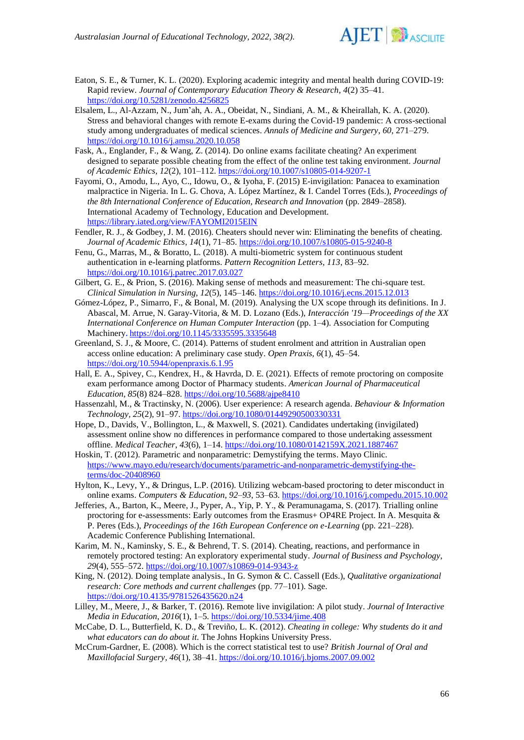Eaton, S. E., & Turner, K. L. (2020). Exploring academic integrity and mental health during COVID-19: Rapid review. *Journal of Contemporary Education Theory & Research*, *4*(2) 35–41. https://doi.org/10.5281/zenodo.4256825

Elsalem, L., Al-Azzam, N., Jum'ah, A. A., Obeidat, N., Sindiani, A. M., & Kheirallah, K. A. (2020). Stress and behavioral changes with remote E-exams during the Covid-19 pandemic: A cross-sectional study among undergraduates of medical sciences. *Annals of Medicine and Surgery*, *60*, 271–279. https://doi.org/10.1016/j.amsu.2020.10.058

Fask, A., Englander, F., & Wang, Z. (2014). Do online exams facilitate cheating? An experiment designed to separate possible cheating from the effect of the online test taking environment. *Journal of Academic Ethics, 12*(2), 101–112. https://doi.org/10.1007/s10805-014-9207-1

Fayomi, O., Amodu, L., Ayo, C., Idowu, O., & Iyoha, F. (2015) E-invigilation: Panacea to examination malpractice in Nigeria. In L. G. Chova, A. López Martínez, & I. Candel Torres (Eds.), *Proceedings of the 8th International Conference of Education, Research and Innovation* (pp. 2849–2858). International Academy of Technology, Education and Development. https://library.iated.org/view/FAYOMI2015EIN

Fendler, R. J., & Godbey, J. M. (2016). Cheaters should never win: Eliminating the benefits of cheating. *Journal of Academic Ethics, 14*(1), 71–85. https://doi.org/10.1007/s10805-015-9240-8

Fenu, G., Marras, M., & Boratto, L. (2018). A multi-biometric system for continuous student authentication in e-learning platforms. *Pattern Recognition Letters, 113*, 83–92. https://doi.org/10.1016/j.patrec.2017.03.027

Gilbert, G. E., & Prion, S. (2016). Making sense of methods and measurement: The chi-square test. *Clinical Simulation in Nursing, 12*(5), 145–146. https://doi.org/10.1016/j.ecns.2015.12.013

Gómez-López, P., Simarro, F., & Bonal, M. (2019). Analysing the UX scope through its definitions. In J. Abascal, M. Arrue, N. Garay-Vitoria, & M. D. Lozano (Eds.), *Interacción '19—Proceedings of the XX International Conference on Human Computer Interaction* (pp. 1–4). Association for Computing Machinery. https://doi.org/10.1145/3335595.3335648

Greenland, S. J., & Moore, C. (2014). Patterns of student enrolment and attrition in Australian open access online education: A preliminary case study. *Open Praxis, 6*(1), 45–54. https://doi.org/10.5944/openpraxis.6.1.95

Hall, E. A., Spivey, C., Kendrex, H., & Havrda, D. E. (2021). Effects of remote proctoring on composite exam performance among Doctor of Pharmacy students. *American Journal of Pharmaceutical Education, 85*(8) 824–828. https://doi.org/10.5688/ajpe8410

Hassenzahl, M., & Tractinsky, N. (2006). User experience: A research agenda. *Behaviour & Information Technology, 25*(2), 91–97. https://doi.org/10.1080/01449290500330331

Hope, D., Davids, V., Bollington, L., & Maxwell, S. (2021). Candidates undertaking (invigilated) assessment online show no differences in performance compared to those undertaking assessment offline. *Medical Teacher*, *43*(6), 1–14. https://doi.org/10.1080/0142159X.2021.1887467

Hoskin, T. (2012). Parametric and nonparametric: Demystifying the terms. Mayo Clinic. https://www.mayo.edu/research/documents/parametric-and-nonparametric-demystifying-the-terms/doc-20408960

Hylton, K., Levy, Y., & Dringus, L.P. (2016). Utilizing webcam-based proctoring to deter misconduct in online exams. *Computers & Education*, *92–93*, 53–63. https://doi.org/10.1016/j.compedu.2015.10.002

Jefferies, A., Barton, K., Meere, J., Pyper, A., Yip, P. Y., & Peramunagama, S. (2017). Trialling online proctoring for e-assessments: Early outcomes from the Erasmus+ OP4RE Project. In A. Mesquita & P. Peres (Eds.), *Proceedings of the 16th European Conference on e-Learning* (pp. 221–228). Academic Conference Publishing International.

Karim, M. N., Kaminsky, S. E., & Behrend, T. S. (2014). Cheating, reactions, and performance in remotely proctored testing: An exploratory experimental study. *Journal of Business and Psychology*, *29*(4), 555–572. https://doi.org/10.1007/s10869-014-9343-z

King, N. (2012). Doing template analysis., In G. Symon & C. Cassell (Eds.), *Qualitative organizational research: Core methods and current challenges* (pp. 77–101). Sage. https://doi.org/10.4135/9781526435620.n24

Lilley, M., Meere, J., & Barker, T. (2016). Remote live invigilation: A pilot study. *Journal of Interactive Media in Education, 2016*(1), 1–5. https://doi.org/10.5334/jime.408

McCabe, D. L., Butterfield, K. D., & Treviño, L. K. (2012). *Cheating in college: Why students do it and what educators can do about it*. The Johns Hopkins University Press.

McCrum-Gardner, E. (2008). Which is the correct statistical test to use? *British Journal of Oral and Maxillofacial Surgery*, *46*(1), 38–41. https://doi.org/10.1016/j.bjoms.2007.09.002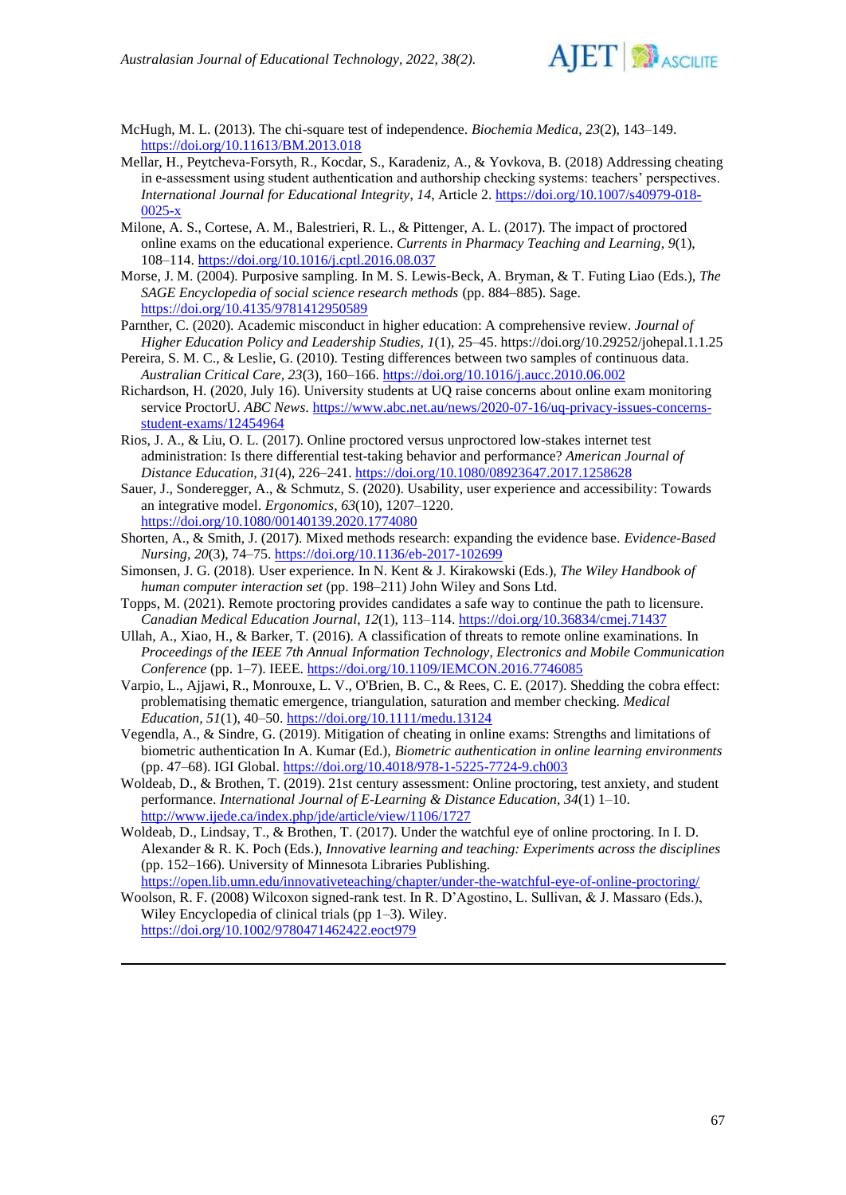McHugh, M. L. (2013). The chi-square test of independence. *Biochemia Medica*, *23*(2), 143–149. https://doi.org/10.11613/BM.2013.018

Mellar, H., Peytcheva-Forsyth, R., Kocdar, S., Karadeniz, A., & Yovkova, B. (2018) Addressing cheating in e-assessment using student authentication and authorship checking systems: teachers' perspectives. *International Journal for Educational Integrity*, *14*, Article 2. https://doi.org/10.1007/s40979-018-0025-x

Milone, A. S., Cortese, A. M., Balestrieri, R. L., & Pittenger, A. L. (2017). The impact of proctored online exams on the educational experience. *Currents in Pharmacy Teaching and Learning*, *9*(1), 108–114. https://doi.org/10.1016/j.cptl.2016.08.037

Morse, J. M. (2004). Purposive sampling. In M. S. Lewis-Beck, A. Bryman, & T. Futing Liao (Eds.), *The SAGE Encyclopedia of social science research methods* (pp. 884–885). Sage. https://doi.org/10.4135/9781412950589

Parnther, C. (2020). Academic misconduct in higher education: A comprehensive review. *Journal of Higher Education Policy and Leadership Studies*, *1*(1), 25–45. https://doi.org/10.29252/johepal.1.1.25

Pereira, S. M. C., & Leslie, G. (2010). Testing differences between two samples of continuous data. *Australian Critical Care*, *23*(3), 160–166. https://doi.org/10.1016/j.aucc.2010.06.002

Richardson, H. (2020, July 16). University students at UQ raise concerns about online exam monitoring service ProctorU. *ABC News*. https://www.abc.net.au/news/2020-07-16/uq-privacy-issues-concerns-student-exams/12454964

Rios, J. A., & Liu, O. L. (2017). Online proctored versus unproctored low-stakes internet test administration: Is there differential test-taking behavior and performance? *American Journal of Distance Education*, *31*(4), 226–241. https://doi.org/10.1080/08923647.2017.1258628

Sauer, J., Sonderegger, A., & Schmutz, S. (2020). Usability, user experience and accessibility: Towards an integrative model. *Ergonomics*, *63*(10), 1207–1220. https://doi.org/10.1080/00140139.2020.1774080

Shorten, A., & Smith, J. (2017). Mixed methods research: expanding the evidence base. *Evidence-Based Nursing*, *20*(3), 74–75. https://doi.org/10.1136/eb-2017-102699

Simonsen, J. G. (2018). User experience. In N. Kent & J. Kirakowski (Eds.), *The Wiley Handbook of human computer interaction set* (pp. 198–211) John Wiley and Sons Ltd.

Topps, M. (2021). Remote proctoring provides candidates a safe way to continue the path to licensure. *Canadian Medical Education Journal*, *12*(1), 113–114. https://doi.org/10.36834/cmej.71437

Ullah, A., Xiao, H., & Barker, T. (2016). A classification of threats to remote online examinations. In *Proceedings of the IEEE 7th Annual Information Technology, Electronics and Mobile Communication Conference* (pp. 1–7). IEEE. https://doi.org/10.1109/IEMCON.2016.7746085

Varpio, L., Ajjawi, R., Monrouxe, L. V., O'Brien, B. C., & Rees, C. E. (2017). Shedding the cobra effect: problematising thematic emergence, triangulation, saturation and member checking. *Medical Education*, *51*(1), 40–50. https://doi.org/10.1111/medu.13124

Vegendla, A., & Sindre, G. (2019). Mitigation of cheating in online exams: Strengths and limitations of biometric authentication In A. Kumar (Ed.), *Biometric authentication in online learning environments* (pp. 47–68). IGI Global. https://doi.org/10.4018/978-1-5225-7724-9.ch003

Woldeab, D., & Brothen, T. (2019). 21st century assessment: Online proctoring, test anxiety, and student performance. *International Journal of E-Learning & Distance Education*, *34*(1) 1–10. http://www.ijede.ca/index.php/jde/article/view/1106/1727

Woldeab, D., Lindsay, T., & Brothen, T. (2017). Under the watchful eye of online proctoring. In I. D. Alexander & R. K. Poch (Eds.), *Innovative learning and teaching: Experiments across the disciplines* (pp. 152–166). University of Minnesota Libraries Publishing. https://open.lib.umn.edu/innovativeteaching/chapter/under-the-watchful-eye-of-online-proctoring/

Woolson, R. F. (2008) Wilcoxon signed-rank test. In R. D'Agostino, L. Sullivan, & J. Massaro (Eds.), Wiley Encyclopedia of clinical trials (pp 1–3). Wiley. https://doi.org/10.1002/9780471462422.eoct979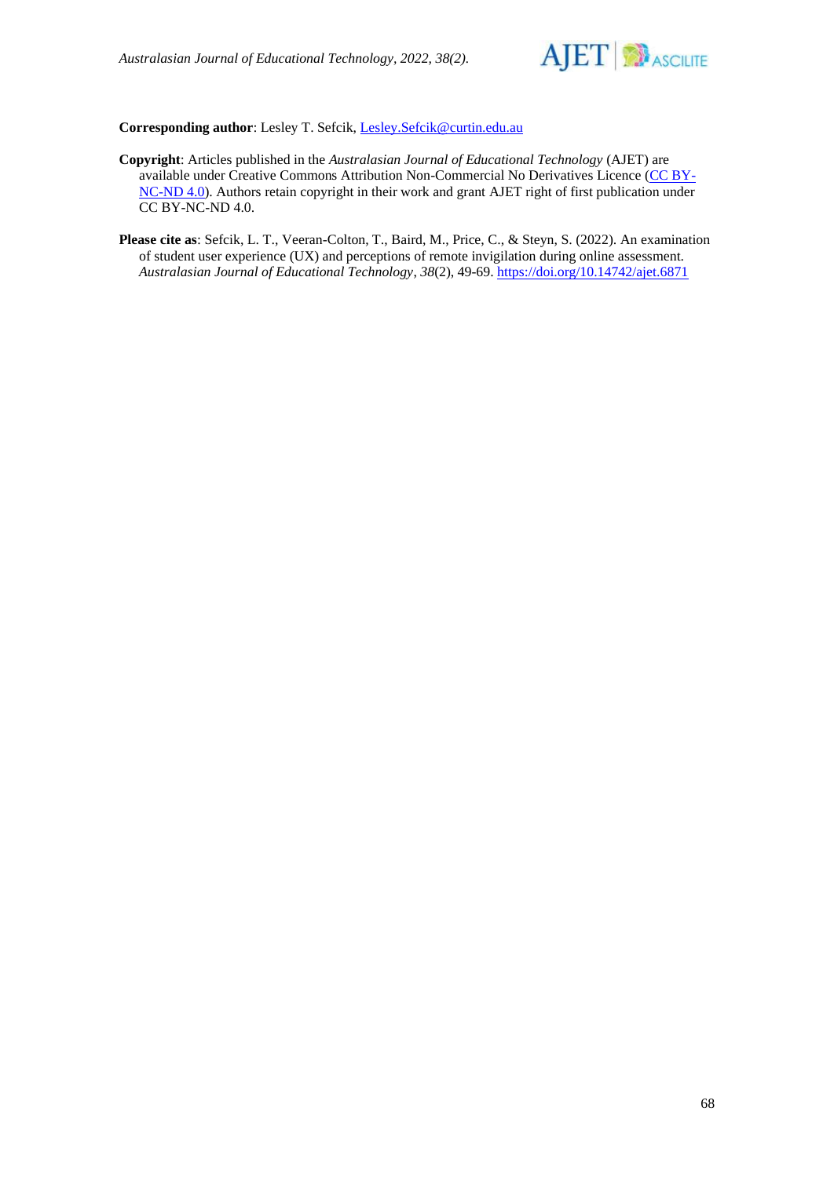**Corresponding author**: Lesley T. Sefcik, [Lesley.Sefcik@curtin.edu.au](mailto:Lesley.Sefcik@curtin.edu.au)

**Copyright**: Articles published in the *Australasian Journal of Educational Technology* (AJET) are available under Creative Commons Attribution Non-Commercial No Derivatives Licence ([CC BY-NC-ND 4.0](https://creativecommons.org/licenses/by-nc-nd/4.0/)). Authors retain copyright in their work and grant AJET right of first publication under CC BY-NC-ND 4.0.

**Please cite as**: Sefcik, L. T., Veeran-Colton, T., Baird, M., Price, C., & Steyn, S. (2022). An examination of student user experience (UX) and perceptions of remote invigilation during online assessment. *Australasian Journal of Educational Technology*, *38*(2), 49-69. [https://doi.org/10.14742/ajet.6871](https://doi.org/10.14742/ajet.6871)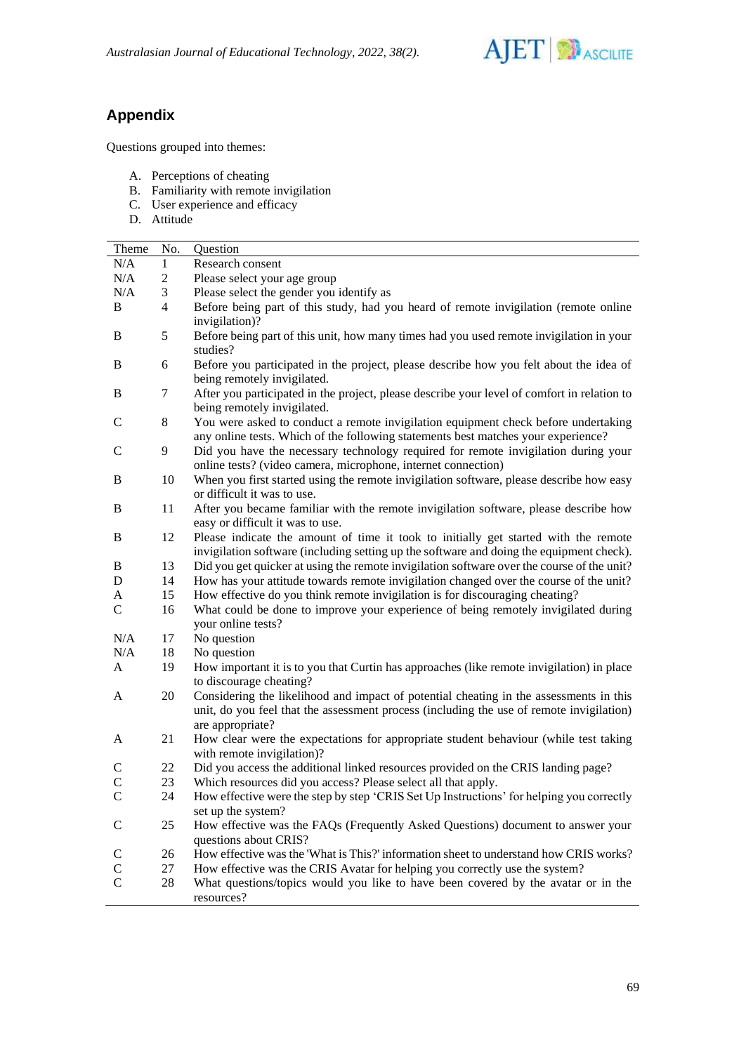## Appendix

Questions grouped into themes:

A. Perceptions of cheating
B. Familiarity with remote invigilation
C. User experience and efficacy
D. Attitude

| Theme | No. | Question |
|---|---|---|
| N/A | 1 | Research consent |
| N/A | 2 | Please select your age group |
| N/A | 3 | Please select the gender you identify as |
| B | 4 | Before being part of this study, had you heard of remote invigilation (remote online invigilation)? |
| B | 5 | Before being part of this unit, how many times had you used remote invigilation in your studies? |
| B | 6 | Before you participated in the project, please describe how you felt about the idea of being remotely invigilated. |
| B | 7 | After you participated in the project, please describe your level of comfort in relation to being remotely invigilated. |
| C | 8 | You were asked to conduct a remote invigilation equipment check before undertaking any online tests. Which of the following statements best matches your experience? |
| C | 9 | Did you have the necessary technology required for remote invigilation during your online tests? (video camera, microphone, internet connection) |
| B | 10 | When you first started using the remote invigilation software, please describe how easy or difficult it was to use. |
| B | 11 | After you became familiar with the remote invigilation software, please describe how easy or difficult it was to use. |
| B | 12 | Please indicate the amount of time it took to initially get started with the remote invigilation software (including setting up the software and doing the equipment check). |
| B | 13 | Did you get quicker at using the remote invigilation software over the course of the unit? |
| D | 14 | How has your attitude towards remote invigilation changed over the course of the unit? |
| A | 15 | How effective do you think remote invigilation is for discouraging cheating? |
| C | 16 | What could be done to improve your experience of being remotely invigilated during your online tests? |
| N/A | 17 | No question |
| N/A | 18 | No question |
| A | 19 | How important it is to you that Curtin has approaches (like remote invigilation) in place to discourage cheating? |
| A | 20 | Considering the likelihood and impact of potential cheating in the assessments in this unit, do you feel that the assessment process (including the use of remote invigilation) are appropriate? |
| A | 21 | How clear were the expectations for appropriate student behaviour (while test taking with remote invigilation)? |
| C | 22 | Did you access the additional linked resources provided on the CRIS landing page? |
| C | 23 | Which resources did you access? Please select all that apply. |
| C | 24 | How effective were the step by step 'CRIS Set Up Instructions' for helping you correctly set up the system? |
| C | 25 | How effective was the FAQs (Frequently Asked Questions) document to answer your questions about CRIS? |
| C | 26 | How effective was the 'What is This?' information sheet to understand how CRIS works? |
| C | 27 | How effective was the CRIS Avatar for helping you correctly use the system? |
| C | 28 | What questions/topics would you like to have been covered by the avatar or in the resources? |